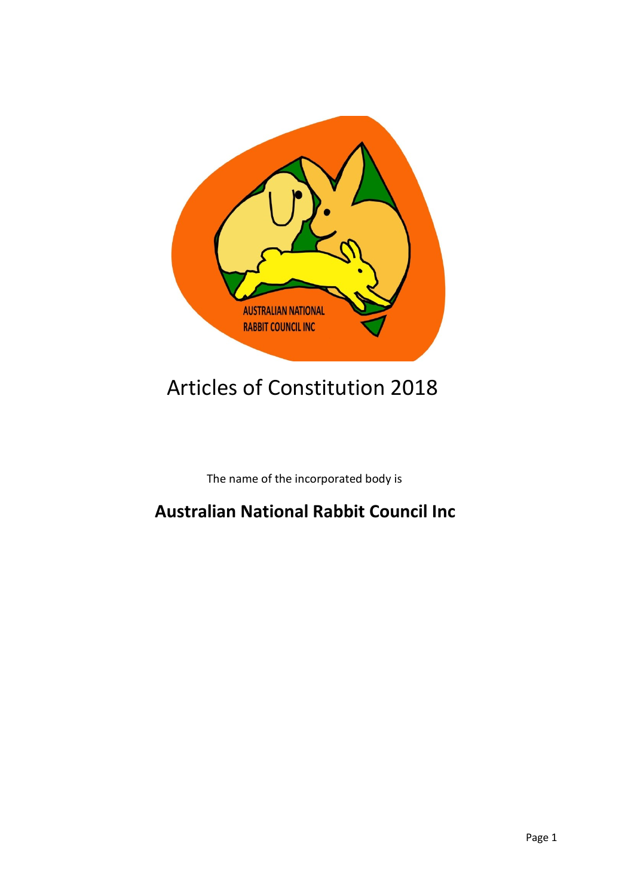# Articles of Constitution 2018

The name of the incorporated body is

**Australian National Rabbit Council Inc**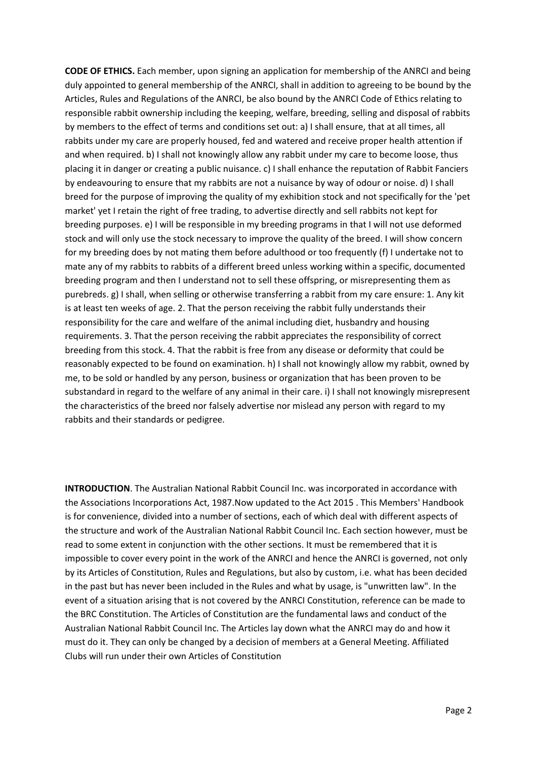**CODE OF ETHICS.** Each member, upon signing an application for membership of the ANRCI and being duly appointed to general membership of the ANRCI, shall in addition to agreeing to be bound by the Articles, Rules and Regulations of the ANRCI, be also bound by the ANRCI Code of Ethics relating to responsible rabbit ownership including the keeping, welfare, breeding, selling and disposal of rabbits by members to the effect of terms and conditions set out: a) I shall ensure, that at all times, all rabbits under my care are properly housed, fed and watered and receive proper health attention if and when required. b) I shall not knowingly allow any rabbit under my care to become loose, thus placing it in danger or creating a public nuisance. c) I shall enhance the reputation of Rabbit Fanciers by endeavouring to ensure that my rabbits are not a nuisance by way of odour or noise. d) I shall breed for the purpose of improving the quality of my exhibition stock and not specifically for the 'pet market' yet I retain the right of free trading, to advertise directly and sell rabbits not kept for breeding purposes. e) I will be responsible in my breeding programs in that I will not use deformed stock and will only use the stock necessary to improve the quality of the breed. I will show concern for my breeding does by not mating them before adulthood or too frequently (f) I undertake not to mate any of my rabbits to rabbits of a different breed unless working within a specific, documented breeding program and then I understand not to sell these offspring, or misrepresenting them as purebreds. g) I shall, when selling or otherwise transferring a rabbit from my care ensure: 1. Any kit is at least ten weeks of age. 2. That the person receiving the rabbit fully understands their responsibility for the care and welfare of the animal including diet, husbandry and housing requirements. 3. That the person receiving the rabbit appreciates the responsibility of correct breeding from this stock. 4. That the rabbit is free from any disease or deformity that could be reasonably expected to be found on examination. h) I shall not knowingly allow my rabbit, owned by me, to be sold or handled by any person, business or organization that has been proven to be substandard in regard to the welfare of any animal in their care. i) I shall not knowingly misrepresent the characteristics of the breed nor falsely advertise nor mislead any person with regard to my rabbits and their standards or pedigree.

**INTRODUCTION**. The Australian National Rabbit Council Inc. was incorporated in accordance with the Associations Incorporations Act, 1987.Now updated to the Act 2015 . This Members' Handbook is for convenience, divided into a number of sections, each of which deal with different aspects of the structure and work of the Australian National Rabbit Council Inc. Each section however, must be read to some extent in conjunction with the other sections. It must be remembered that it is impossible to cover every point in the work of the ANRCI and hence the ANRCI is governed, not only by its Articles of Constitution, Rules and Regulations, but also by custom, i.e. what has been decided in the past but has never been included in the Rules and what by usage, is "unwritten law". In the event of a situation arising that is not covered by the ANRCI Constitution, reference can be made to the BRC Constitution. The Articles of Constitution are the fundamental laws and conduct of the Australian National Rabbit Council Inc. The Articles lay down what the ANRCI may do and how it must do it. They can only be changed by a decision of members at a General Meeting. Affiliated Clubs will run under their own Articles of Constitution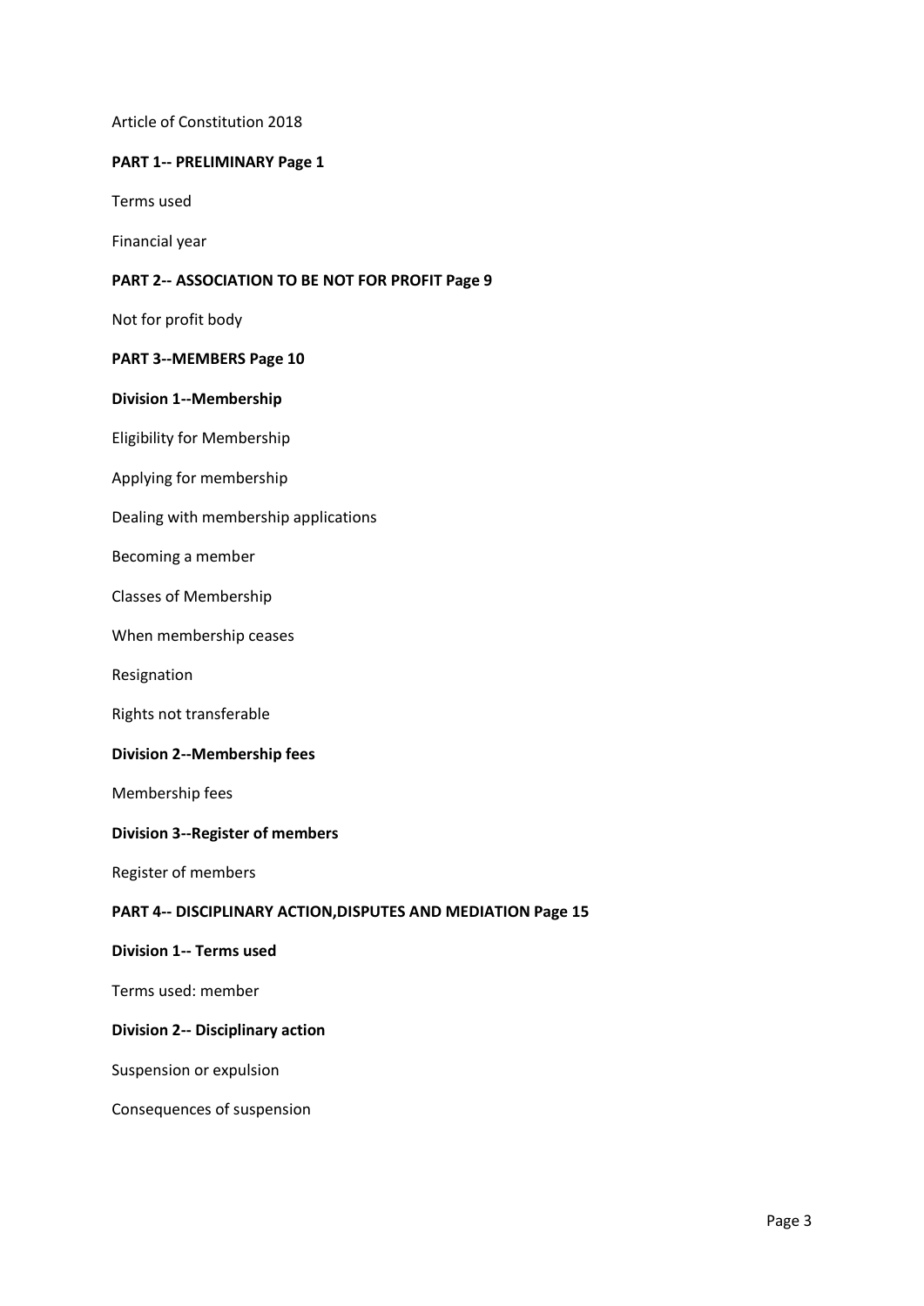Article of Constitution 2018

**PART 1-- PRELIMINARY Page 1**

Terms used

Financial year

**PART 2-- ASSOCIATION TO BE NOT FOR PROFIT Page 9**

Not for profit body

**PART 3--MEMBERS Page 10**

**Division 1--Membership**

Eligibility for Membership

Applying for membership

Dealing with membership applications

Becoming a member

Classes of Membership

When membership ceases

Resignation

Rights not transferable

**Division 2--Membership fees**

Membership fees

**Division 3--Register of members**

Register of members

**PART 4-- DISCIPLINARY ACTION,DISPUTES AND MEDIATION Page 15**

**Division 1-- Terms used**

Terms used: member

**Division 2-- Disciplinary action**

Suspension or expulsion

Consequences of suspension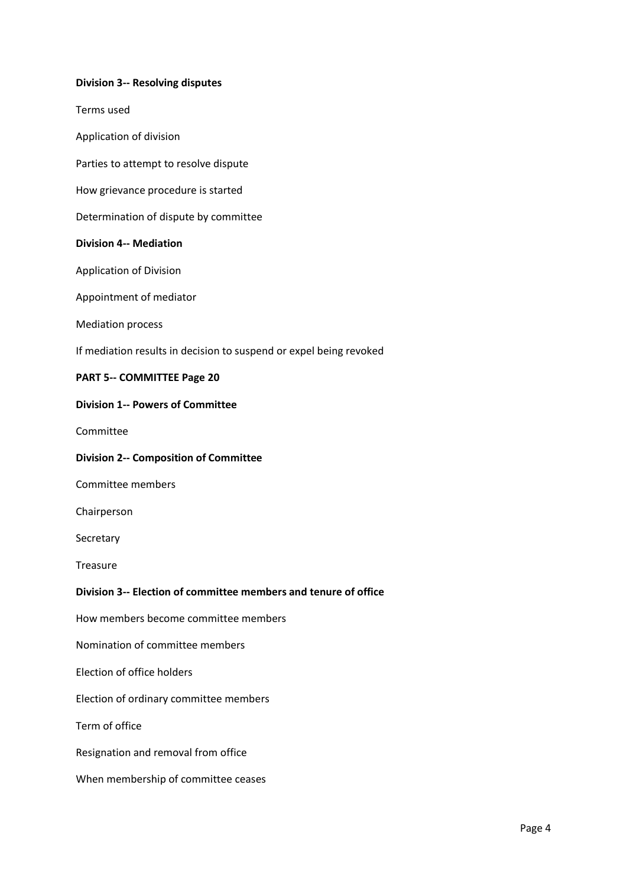**Division 3-- Resolving disputes**

Terms used

Application of division

Parties to attempt to resolve dispute

How grievance procedure is started

Determination of dispute by committee

**Division 4-- Mediation**

Application of Division

Appointment of mediator

Mediation process

If mediation results in decision to suspend or expel being revoked

**PART 5-- COMMITTEE Page 20**

**Division 1-- Powers of Committee**

Committee

**Division 2-- Composition of Committee**

Committee members

Chairperson

Secretary

Treasure

**Division 3-- Election of committee members and tenure of office**

How members become committee members

Nomination of committee members

Election of office holders

Election of ordinary committee members

Term of office

Resignation and removal from office

When membership of committee ceases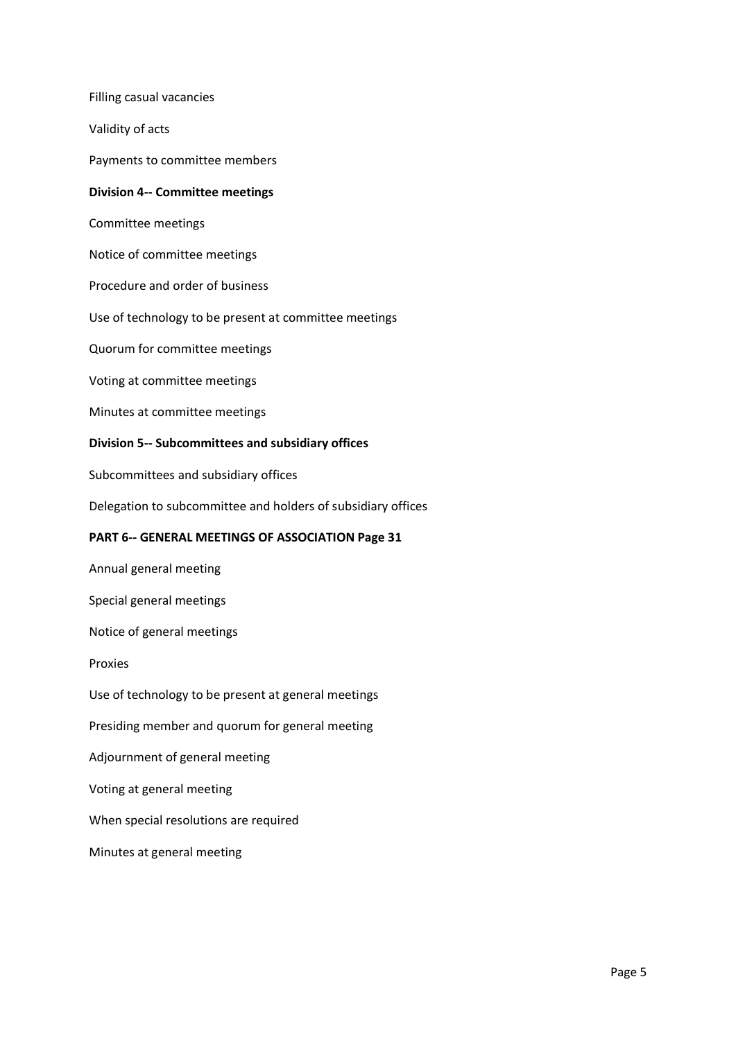Filling casual vacancies

Validity of acts

Payments to committee members

**Division 4-- Committee meetings**

Committee meetings

Notice of committee meetings

Procedure and order of business

Use of technology to be present at committee meetings

Quorum for committee meetings

Voting at committee meetings

Minutes at committee meetings

**Division 5-- Subcommittees and subsidiary offices**

Subcommittees and subsidiary offices

Delegation to subcommittee and holders of subsidiary offices

**PART 6-- GENERAL MEETINGS OF ASSOCIATION Page 31**

Annual general meeting

Special general meetings

Notice of general meetings

Proxies

Use of technology to be present at general meetings

Presiding member and quorum for general meeting

Adjournment of general meeting

Voting at general meeting

When special resolutions are required

Minutes at general meeting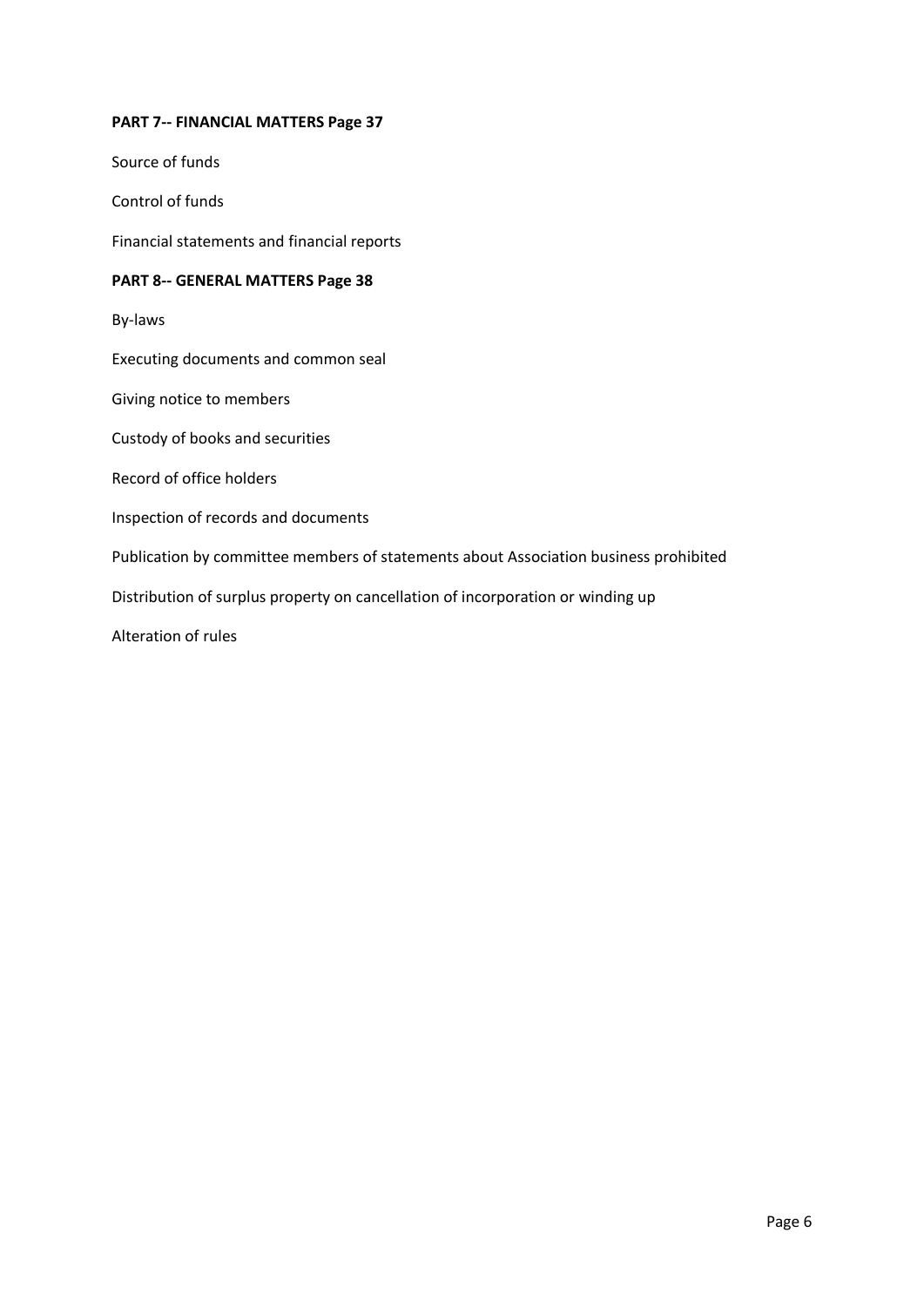**PART 7-- FINANCIAL MATTERS Page 37**

Source of funds

Control of funds

Financial statements and financial reports

**PART 8-- GENERAL MATTERS Page 38**

By-laws

Executing documents and common seal

Giving notice to members

Custody of books and securities

Record of office holders

Inspection of records and documents

Publication by committee members of statements about Association business prohibited

Distribution of surplus property on cancellation of incorporation or winding up

Alteration of rules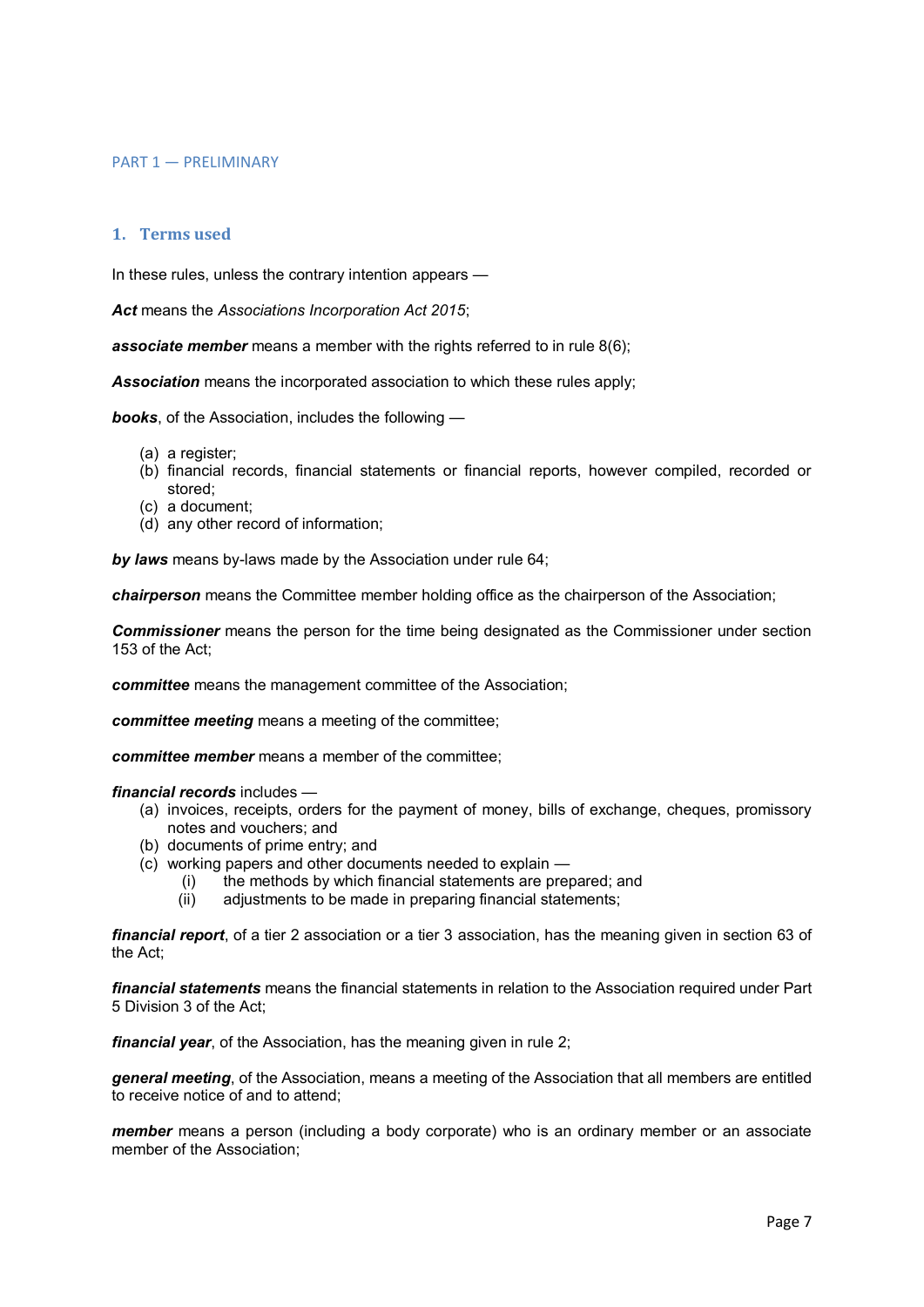PART 1 — PRELIMINARY

## 1. Terms used

In these rules, unless the contrary intention appears —

***Act*** means the *Associations Incorporation Act 2015*;

***associate member*** means a member with the rights referred to in rule 8(6);

***Association*** means the incorporated association to which these rules apply;

***books***, of the Association, includes the following —

- (a) a register;
- (b) financial records, financial statements or financial reports, however compiled, recorded or stored;
- (c) a document;
- (d) any other record of information;

***by laws*** means by-laws made by the Association under rule 64;

***chairperson*** means the Committee member holding office as the chairperson of the Association;

***Commissioner*** means the person for the time being designated as the Commissioner under section 153 of the Act;

***committee*** means the management committee of the Association;

***committee meeting*** means a meeting of the committee;

***committee member*** means a member of the committee;

***financial records*** includes —

- (a) invoices, receipts, orders for the payment of money, bills of exchange, cheques, promissory notes and vouchers; and
- (b) documents of prime entry; and
- (c) working papers and other documents needed to explain —
  - (i) the methods by which financial statements are prepared; and
  - (ii) adjustments to be made in preparing financial statements;

***financial report***, of a tier 2 association or a tier 3 association, has the meaning given in section 63 of the Act;

***financial statements*** means the financial statements in relation to the Association required under Part 5 Division 3 of the Act;

***financial year***, of the Association, has the meaning given in rule 2;

***general meeting***, of the Association, means a meeting of the Association that all members are entitled to receive notice of and to attend;

***member*** means a person (including a body corporate) who is an ordinary member or an associate member of the Association;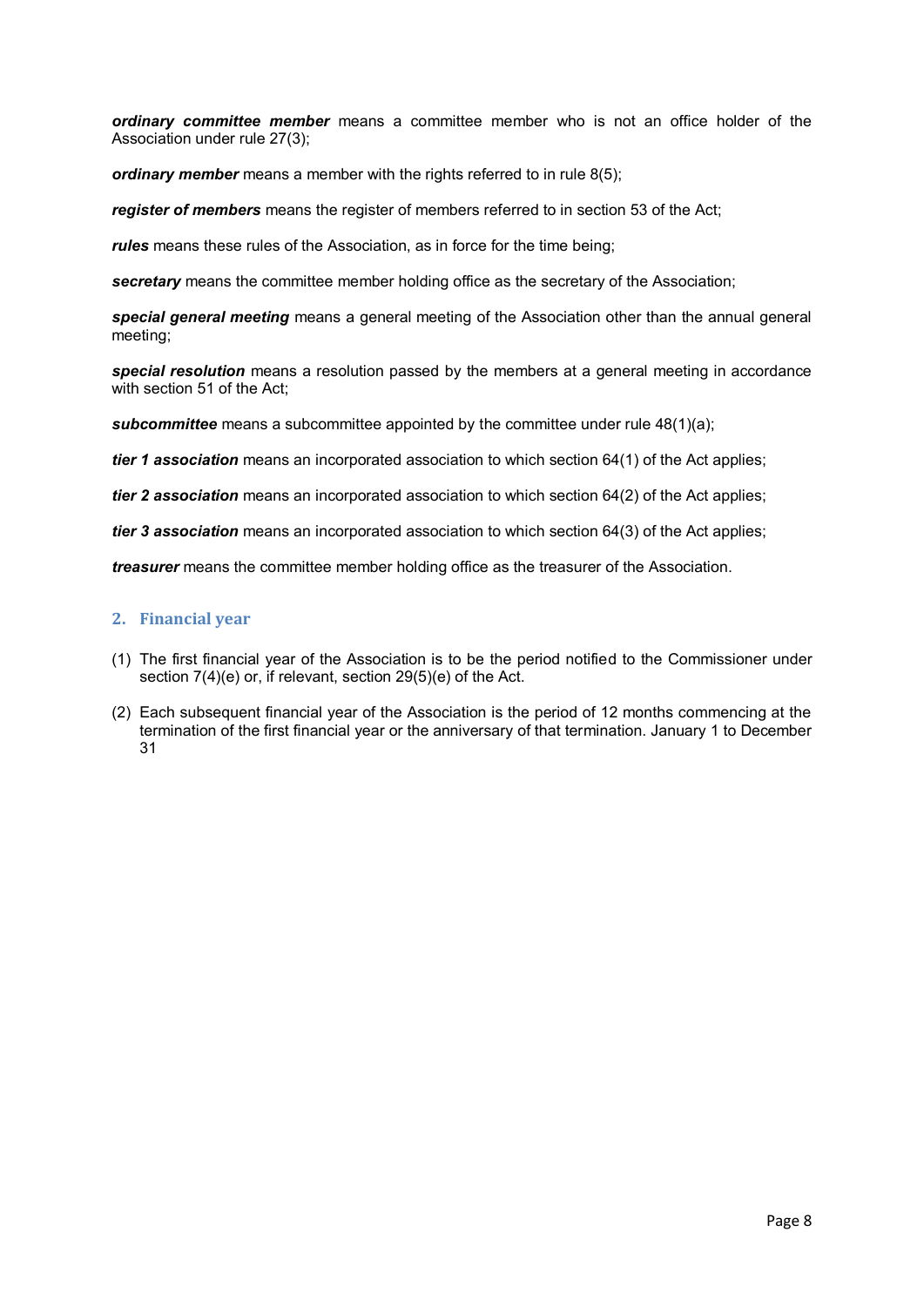***ordinary committee member*** means a committee member who is not an office holder of the Association under rule 27(3);

***ordinary member*** means a member with the rights referred to in rule 8(5);

***register of members*** means the register of members referred to in section 53 of the Act;

***rules*** means these rules of the Association, as in force for the time being;

***secretary*** means the committee member holding office as the secretary of the Association;

***special general meeting*** means a general meeting of the Association other than the annual general meeting;

***special resolution*** means a resolution passed by the members at a general meeting in accordance with section 51 of the Act;

***subcommittee*** means a subcommittee appointed by the committee under rule 48(1)(a);

***tier 1 association*** means an incorporated association to which section 64(1) of the Act applies;

***tier 2 association*** means an incorporated association to which section 64(2) of the Act applies;

***tier 3 association*** means an incorporated association to which section 64(3) of the Act applies;

***treasurer*** means the committee member holding office as the treasurer of the Association.

## 2. Financial year

(1) The first financial year of the Association is to be the period notified to the Commissioner under section 7(4)(e) or, if relevant, section 29(5)(e) of the Act.

(2) Each subsequent financial year of the Association is the period of 12 months commencing at the termination of the first financial year or the anniversary of that termination. January 1 to December 31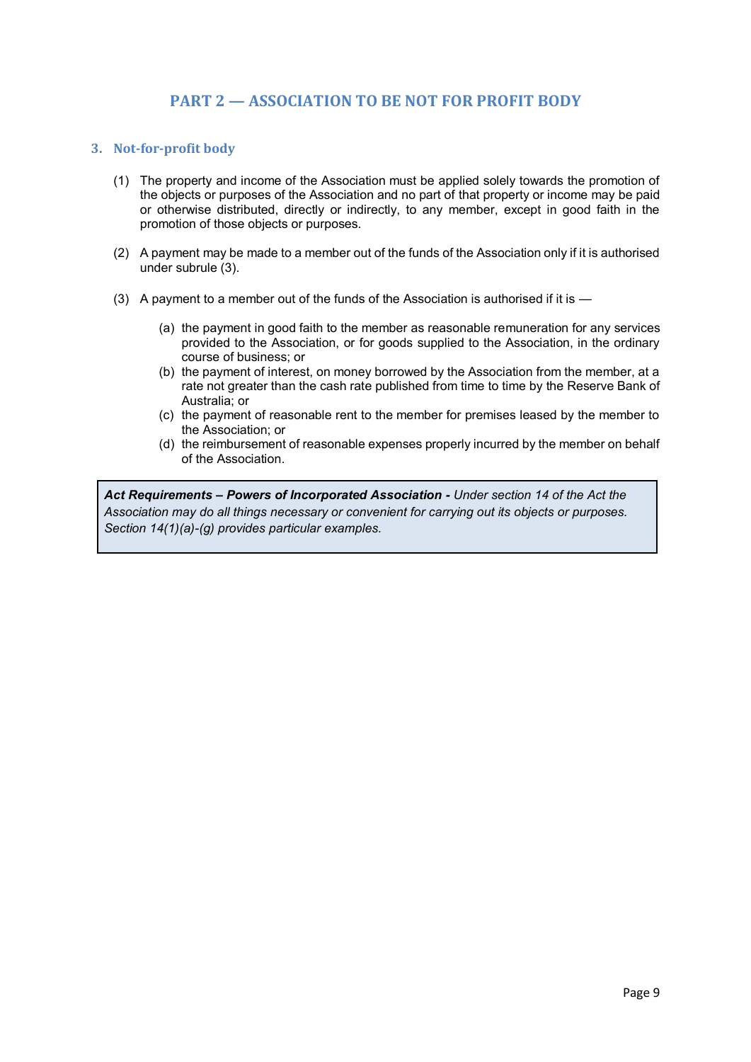## PART 2 — ASSOCIATION TO BE NOT FOR PROFIT BODY

### 3. Not-for-profit body

(1) The property and income of the Association must be applied solely towards the promotion of the objects or purposes of the Association and no part of that property or income may be paid or otherwise distributed, directly or indirectly, to any member, except in good faith in the promotion of those objects or purposes.

(2) A payment may be made to a member out of the funds of the Association only if it is authorised under subrule (3).

(3) A payment to a member out of the funds of the Association is authorised if it is —

- (a) the payment in good faith to the member as reasonable remuneration for any services provided to the Association, or for goods supplied to the Association, in the ordinary course of business; or
- (b) the payment of interest, on money borrowed by the Association from the member, at a rate not greater than the cash rate published from time to time by the Reserve Bank of Australia; or
- (c) the payment of reasonable rent to the member for premises leased by the member to the Association; or
- (d) the reimbursement of reasonable expenses properly incurred by the member on behalf of the Association.

> ***Act Requirements – Powers of Incorporated Association -*** *Under section 14 of the Act the Association may do all things necessary or convenient for carrying out its objects or purposes. Section 14(1)(a)-(g) provides particular examples.*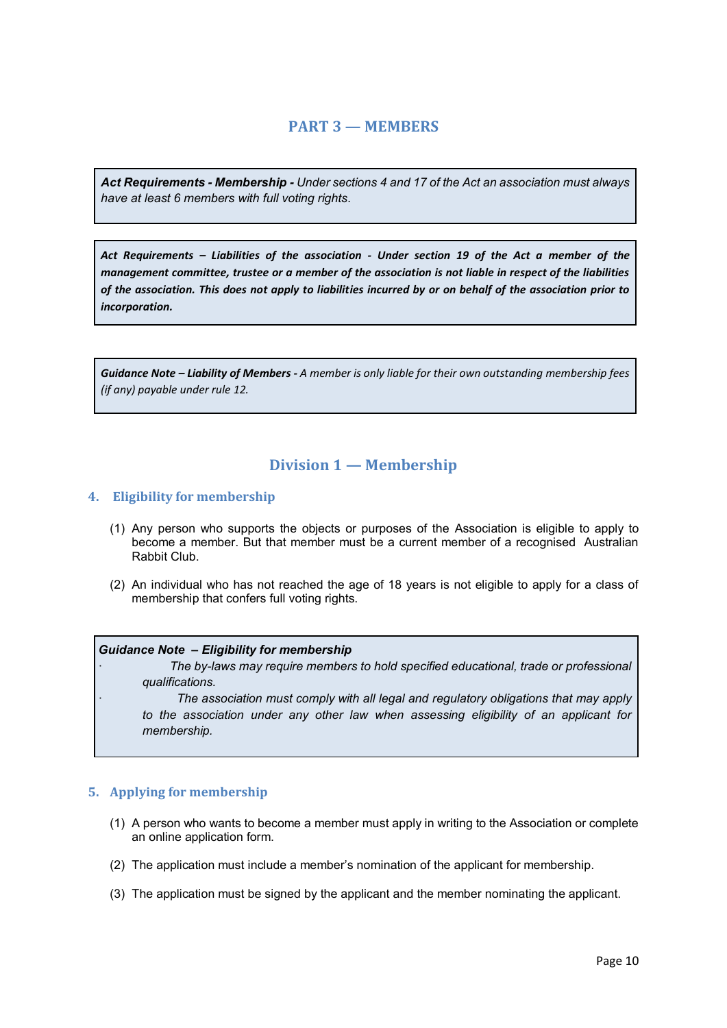# PART 3 — MEMBERS

> ***Act Requirements - Membership -*** *Under sections 4 and 17 of the Act an association must always have at least 6 members with full voting rights.*

> ***Act Requirements – Liabilities of the association - Under section 19 of the Act a member of the management committee, trustee or a member of the association is not liable in respect of the liabilities of the association. This does not apply to liabilities incurred by or on behalf of the association prior to incorporation.***

> ***Guidance Note – Liability of Members -*** *A member is only liable for their own outstanding membership fees (if any) payable under rule 12.*

## Division 1 — Membership

### 4. Eligibility for membership

(1) Any person who supports the objects or purposes of the Association is eligible to apply to become a member. But that member must be a current member of a recognised Australian Rabbit Club.

(2) An individual who has not reached the age of 18 years is not eligible to apply for a class of membership that confers full voting rights.

> ***Guidance Note – Eligibility for membership***
>
> - *The by-laws may require members to hold specified educational, trade or professional qualifications.*
> - *The association must comply with all legal and regulatory obligations that may apply to the association under any other law when assessing eligibility of an applicant for membership.*

### 5. Applying for membership

(1) A person who wants to become a member must apply in writing to the Association or complete an online application form.

(2) The application must include a member's nomination of the applicant for membership.

(3) The application must be signed by the applicant and the member nominating the applicant.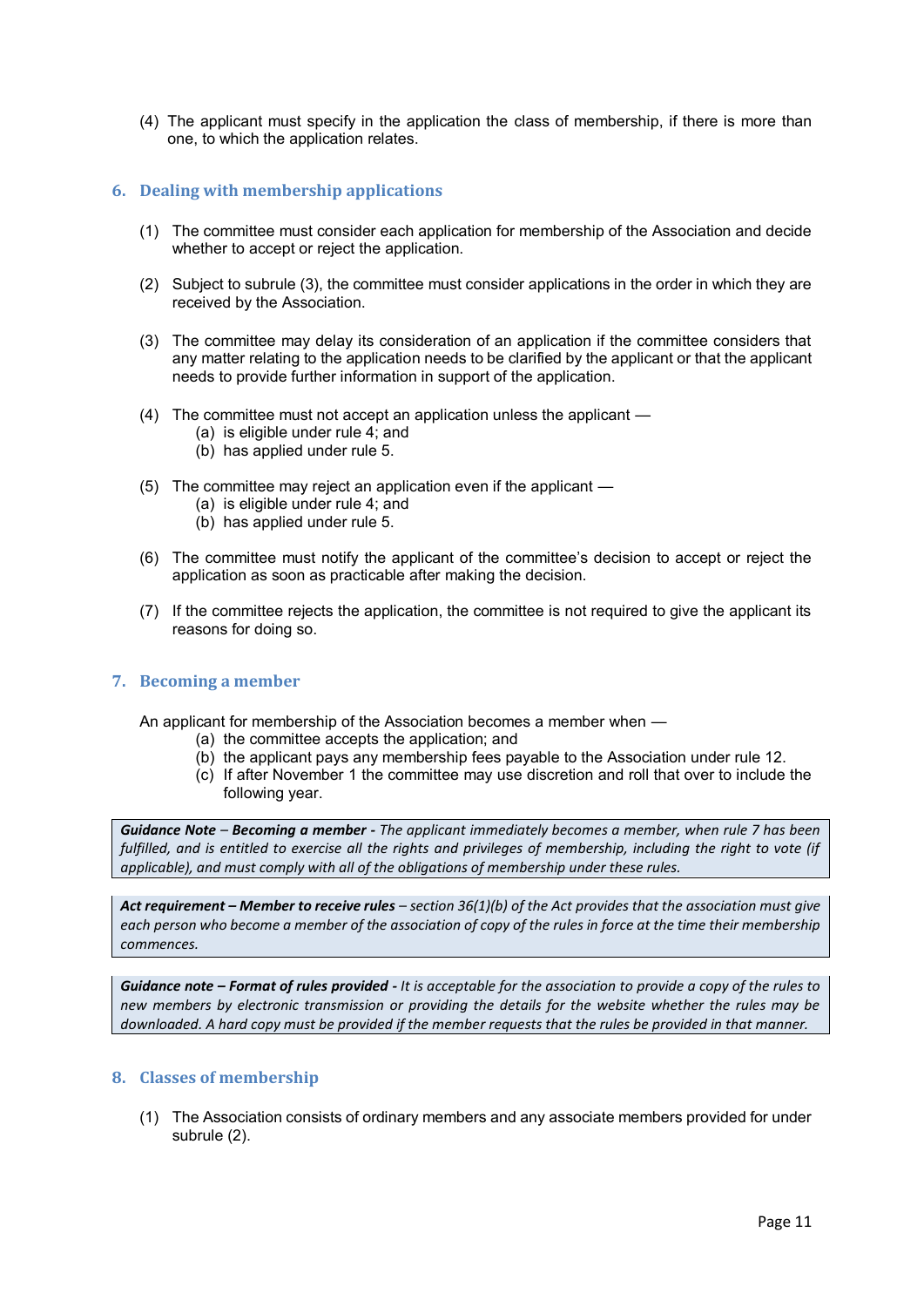(4) The applicant must specify in the application the class of membership, if there is more than one, to which the application relates.

## 6. Dealing with membership applications

(1) The committee must consider each application for membership of the Association and decide whether to accept or reject the application.

(2) Subject to subrule (3), the committee must consider applications in the order in which they are received by the Association.

(3) The committee may delay its consideration of an application if the committee considers that any matter relating to the application needs to be clarified by the applicant or that the applicant needs to provide further information in support of the application.

(4) The committee must not accept an application unless the applicant —
  (a) is eligible under rule 4; and
  (b) has applied under rule 5.

(5) The committee may reject an application even if the applicant —
  (a) is eligible under rule 4; and
  (b) has applied under rule 5.

(6) The committee must notify the applicant of the committee's decision to accept or reject the application as soon as practicable after making the decision.

(7) If the committee rejects the application, the committee is not required to give the applicant its reasons for doing so.

## 7. Becoming a member

An applicant for membership of the Association becomes a member when —
  (a) the committee accepts the application; and
  (b) the applicant pays any membership fees payable to the Association under rule 12.
  (c) If after November 1 the committee may use discretion and roll that over to include the following year.

> ***Guidance Note* – *Becoming a member* -** *The applicant immediately becomes a member, when rule 7 has been fulfilled, and is entitled to exercise all the rights and privileges of membership, including the right to vote (if applicable), and must comply with all of the obligations of membership under these rules.*

> ***Act requirement – Member to receive rules*** *– section 36(1)(b) of the Act provides that the association must give each person who become a member of the association of copy of the rules in force at the time their membership commences.*

> ***Guidance note – Format of rules provided -*** *It is acceptable for the association to provide a copy of the rules to new members by electronic transmission or providing the details for the website whether the rules may be downloaded. A hard copy must be provided if the member requests that the rules be provided in that manner.*

## 8. Classes of membership

(1) The Association consists of ordinary members and any associate members provided for under subrule (2).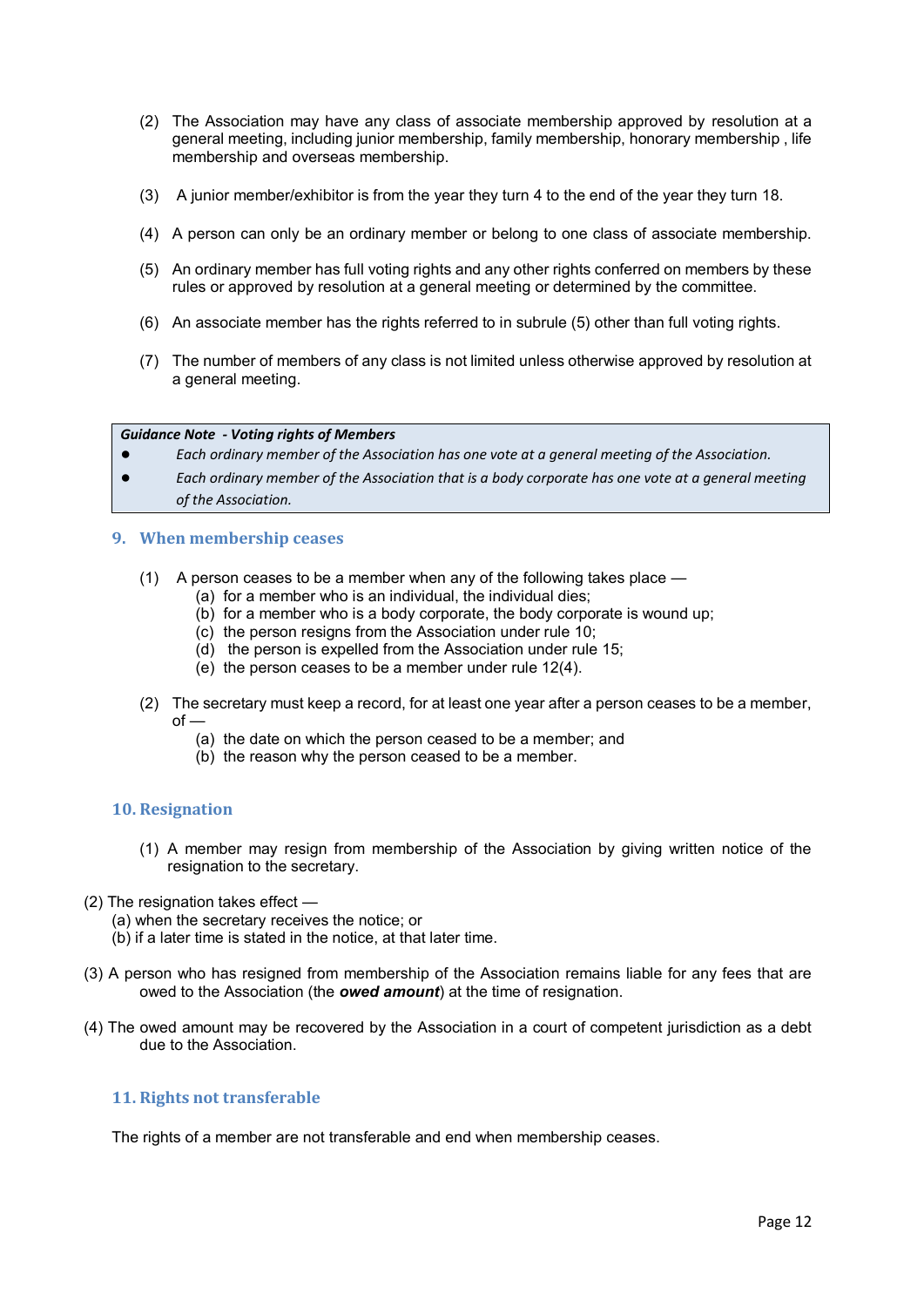(2) The Association may have any class of associate membership approved by resolution at a general meeting, including junior membership, family membership, honorary membership , life membership and overseas membership.

(3) A junior member/exhibitor is from the year they turn 4 to the end of the year they turn 18.

(4) A person can only be an ordinary member or belong to one class of associate membership.

(5) An ordinary member has full voting rights and any other rights conferred on members by these rules or approved by resolution at a general meeting or determined by the committee.

(6) An associate member has the rights referred to in subrule (5) other than full voting rights.

(7) The number of members of any class is not limited unless otherwise approved by resolution at a general meeting.

> ***Guidance Note - Voting rights of Members***
>
> - *Each ordinary member of the Association has one vote at a general meeting of the Association.*
> - *Each ordinary member of the Association that is a body corporate has one vote at a general meeting of the Association.*

## 9. When membership ceases

(1) A person ceases to be a member when any of the following takes place —

(a) for a member who is an individual, the individual dies;
(b) for a member who is a body corporate, the body corporate is wound up;
(c) the person resigns from the Association under rule 10;
(d) the person is expelled from the Association under rule 15;
(e) the person ceases to be a member under rule 12(4).

(2) The secretary must keep a record, for at least one year after a person ceases to be a member, of —

(a) the date on which the person ceased to be a member; and
(b) the reason why the person ceased to be a member.

## 10. Resignation

(1) A member may resign from membership of the Association by giving written notice of the resignation to the secretary.

(2) The resignation takes effect —

(a) when the secretary receives the notice; or
(b) if a later time is stated in the notice, at that later time.

(3) A person who has resigned from membership of the Association remains liable for any fees that are owed to the Association (the ***owed amount***) at the time of resignation.

(4) The owed amount may be recovered by the Association in a court of competent jurisdiction as a debt due to the Association.

## 11. Rights not transferable

The rights of a member are not transferable and end when membership ceases.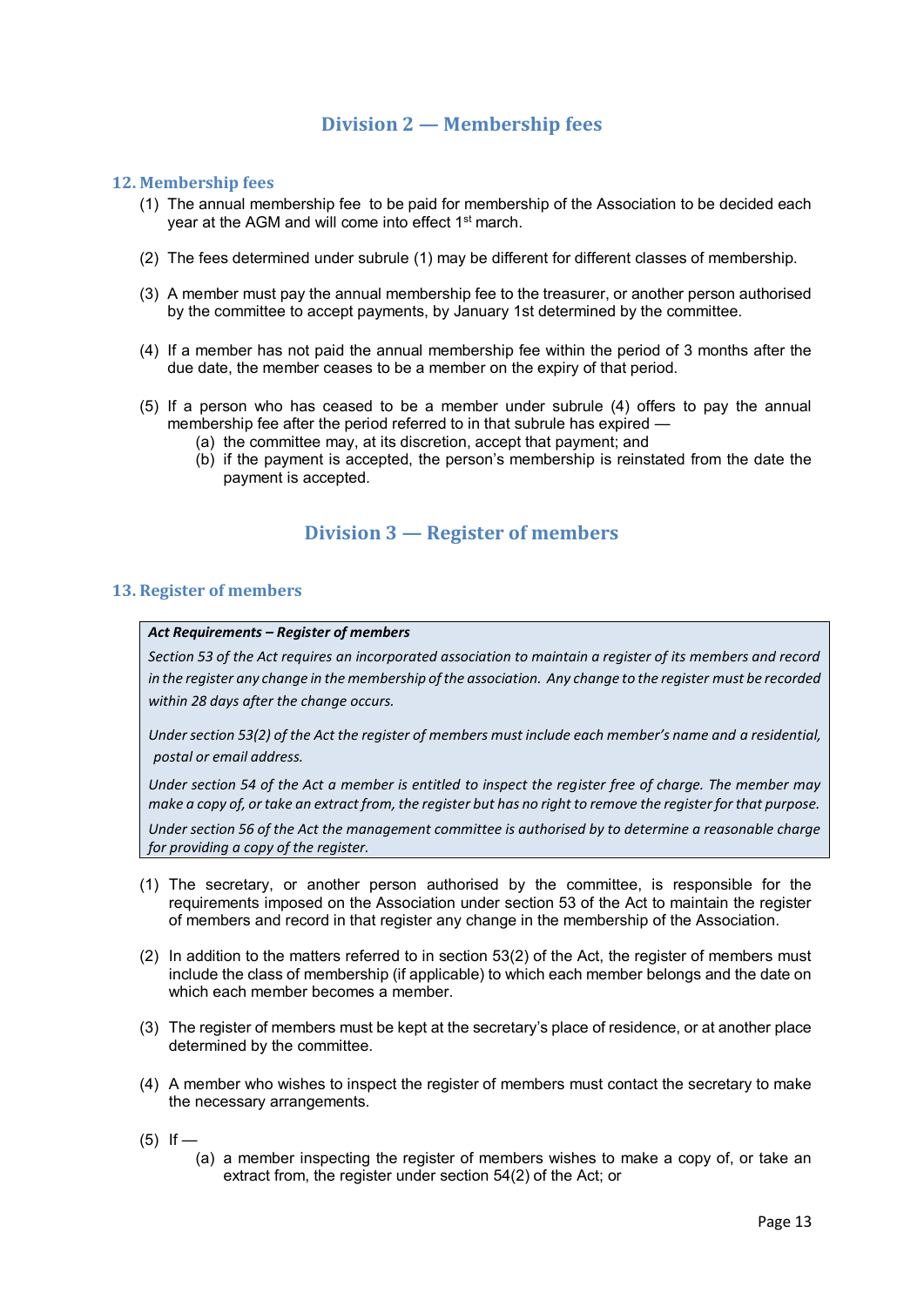## Division 2 — Membership fees

### 12. Membership fees

(1) The annual membership fee to be paid for membership of the Association to be decided each year at the AGM and will come into effect 1st march.

(2) The fees determined under subrule (1) may be different for different classes of membership.

(3) A member must pay the annual membership fee to the treasurer, or another person authorised by the committee to accept payments, by January 1st determined by the committee.

(4) If a member has not paid the annual membership fee within the period of 3 months after the due date, the member ceases to be a member on the expiry of that period.

(5) If a person who has ceased to be a member under subrule (4) offers to pay the annual membership fee after the period referred to in that subrule has expired —
   (a) the committee may, at its discretion, accept that payment; and
   (b) if the payment is accepted, the person's membership is reinstated from the date the payment is accepted.

## Division 3 — Register of members

### 13. Register of members

> ***Act Requirements – Register of members***
>
> *Section 53 of the Act requires an incorporated association to maintain a register of its members and record in the register any change in the membership of the association. Any change to the register must be recorded within 28 days after the change occurs.*
>
> *Under section 53(2) of the Act the register of members must include each member's name and a residential, postal or email address.*
>
> *Under section 54 of the Act a member is entitled to inspect the register free of charge. The member may make a copy of, or take an extract from, the register but has no right to remove the register for that purpose.*
>
> *Under section 56 of the Act the management committee is authorised by to determine a reasonable charge for providing a copy of the register.*

(1) The secretary, or another person authorised by the committee, is responsible for the requirements imposed on the Association under section 53 of the Act to maintain the register of members and record in that register any change in the membership of the Association.

(2) In addition to the matters referred to in section 53(2) of the Act, the register of members must include the class of membership (if applicable) to which each member belongs and the date on which each member becomes a member.

(3) The register of members must be kept at the secretary's place of residence, or at another place determined by the committee.

(4) A member who wishes to inspect the register of members must contact the secretary to make the necessary arrangements.

(5) If —
   (a) a member inspecting the register of members wishes to make a copy of, or take an extract from, the register under section 54(2) of the Act; or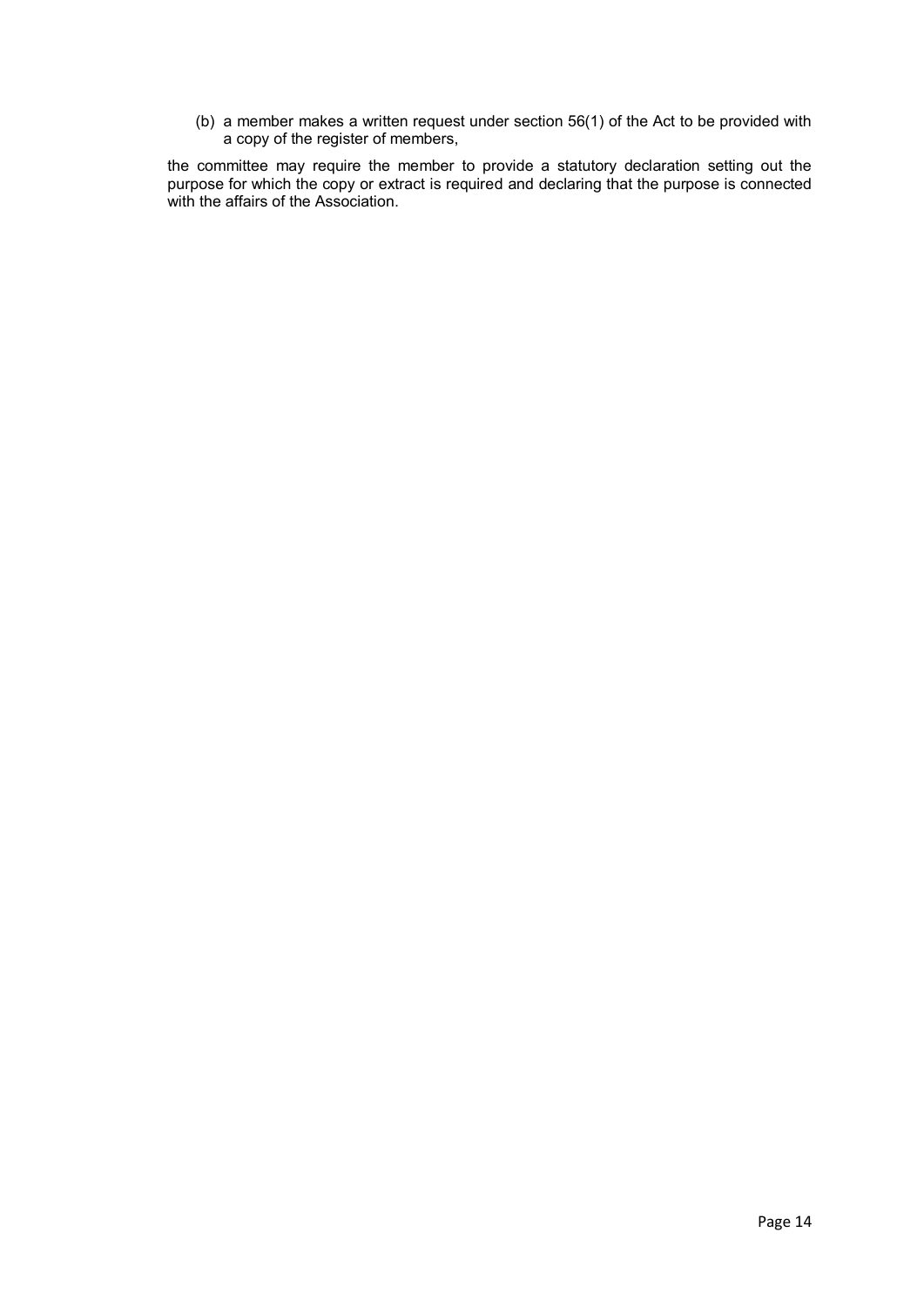(b) a member makes a written request under section 56(1) of the Act to be provided with a copy of the register of members,

the committee may require the member to provide a statutory declaration setting out the purpose for which the copy or extract is required and declaring that the purpose is connected with the affairs of the Association.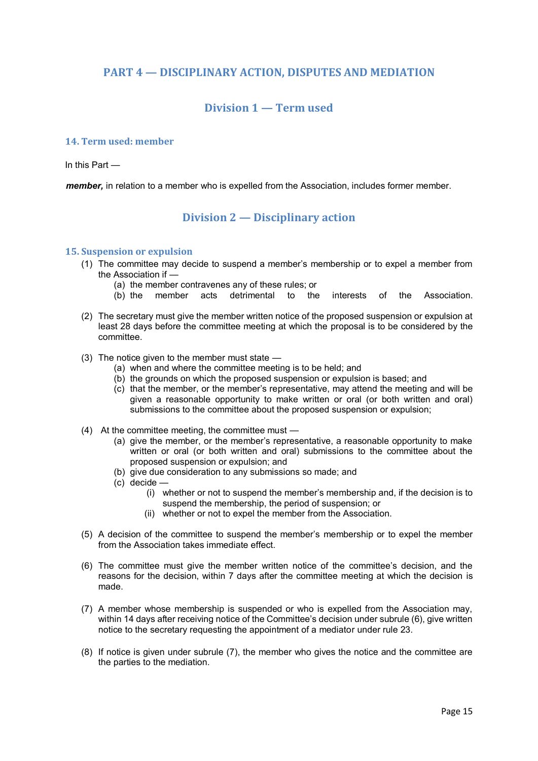# PART 4 — DISCIPLINARY ACTION, DISPUTES AND MEDIATION

## Division 1 — Term used

### 14. Term used: member

In this Part —

***member,*** in relation to a member who is expelled from the Association, includes former member.

## Division 2 — Disciplinary action

### 15. Suspension or expulsion

(1) The committee may decide to suspend a member's membership or to expel a member from the Association if —
   - (a) the member contravenes any of these rules; or
   - (b) the member acts detrimental to the interests of the Association.

(2) The secretary must give the member written notice of the proposed suspension or expulsion at least 28 days before the committee meeting at which the proposal is to be considered by the committee.

(3) The notice given to the member must state —
   - (a) when and where the committee meeting is to be held; and
   - (b) the grounds on which the proposed suspension or expulsion is based; and
   - (c) that the member, or the member's representative, may attend the meeting and will be given a reasonable opportunity to make written or oral (or both written and oral) submissions to the committee about the proposed suspension or expulsion;

(4) At the committee meeting, the committee must —
   - (a) give the member, or the member's representative, a reasonable opportunity to make written or oral (or both written and oral) submissions to the committee about the proposed suspension or expulsion; and
   - (b) give due consideration to any submissions so made; and
   - (c) decide —
     - (i) whether or not to suspend the member's membership and, if the decision is to suspend the membership, the period of suspension; or
     - (ii) whether or not to expel the member from the Association.

(5) A decision of the committee to suspend the member's membership or to expel the member from the Association takes immediate effect.

(6) The committee must give the member written notice of the committee's decision, and the reasons for the decision, within 7 days after the committee meeting at which the decision is made.

(7) A member whose membership is suspended or who is expelled from the Association may, within 14 days after receiving notice of the Committee's decision under subrule (6), give written notice to the secretary requesting the appointment of a mediator under rule 23.

(8) If notice is given under subrule (7), the member who gives the notice and the committee are the parties to the mediation.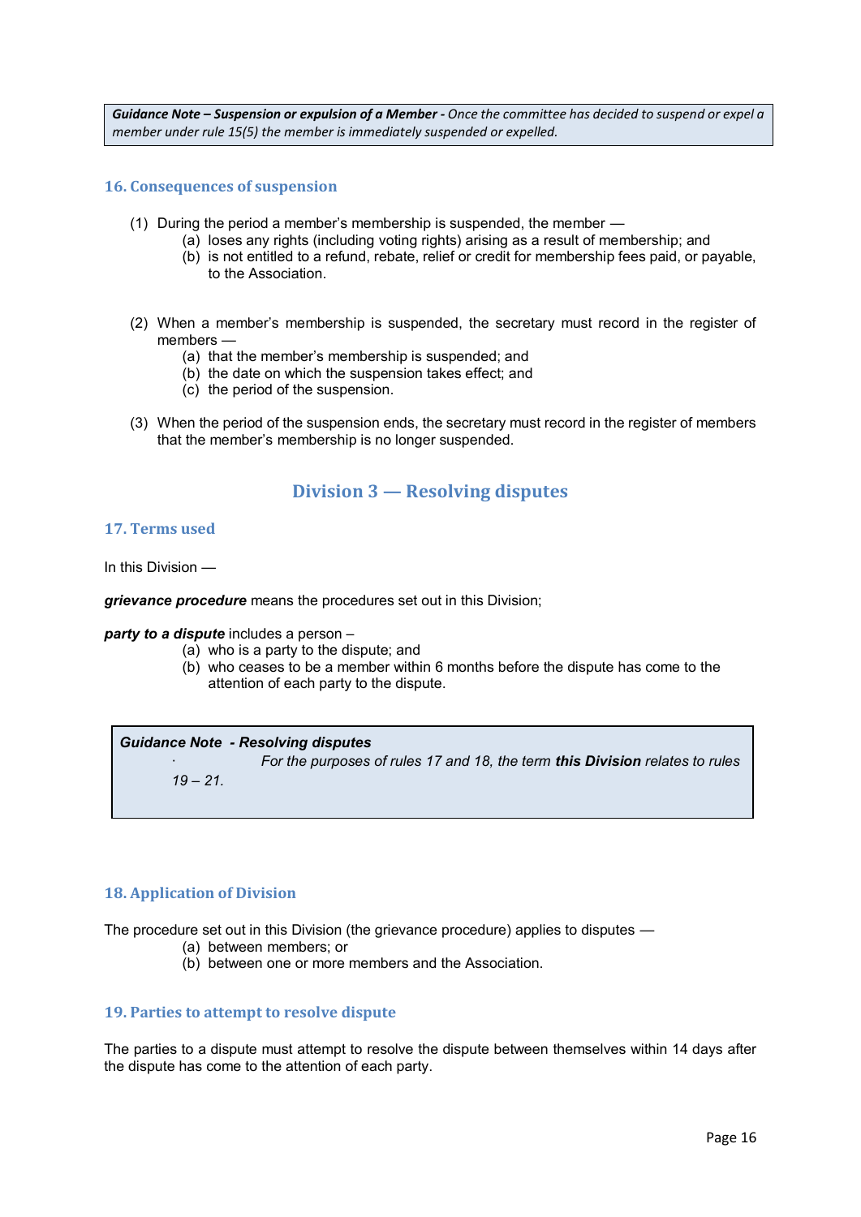> ***Guidance Note – Suspension or expulsion of a Member -*** *Once the committee has decided to suspend or expel a member under rule 15(5) the member is immediately suspended or expelled.*

### 16. Consequences of suspension

(1) During the period a member's membership is suspended, the member —
  - (a) loses any rights (including voting rights) arising as a result of membership; and
  - (b) is not entitled to a refund, rebate, relief or credit for membership fees paid, or payable, to the Association.

(2) When a member's membership is suspended, the secretary must record in the register of members —
  - (a) that the member's membership is suspended; and
  - (b) the date on which the suspension takes effect; and
  - (c) the period of the suspension.

(3) When the period of the suspension ends, the secretary must record in the register of members that the member's membership is no longer suspended.

## Division 3 — Resolving disputes

### 17. Terms used

In this Division —

***grievance procedure*** means the procedures set out in this Division;

***party to a dispute*** includes a person –
  - (a) who is a party to the dispute; and
  - (b) who ceases to be a member within 6 months before the dispute has come to the attention of each party to the dispute.

> ***Guidance Note - Resolving disputes***
>
> · *For the purposes of rules 17 and 18, the term **this Division** relates to rules 19 – 21.*

### 18. Application of Division

The procedure set out in this Division (the grievance procedure) applies to disputes —
  - (a) between members; or
  - (b) between one or more members and the Association.

### 19. Parties to attempt to resolve dispute

The parties to a dispute must attempt to resolve the dispute between themselves within 14 days after the dispute has come to the attention of each party.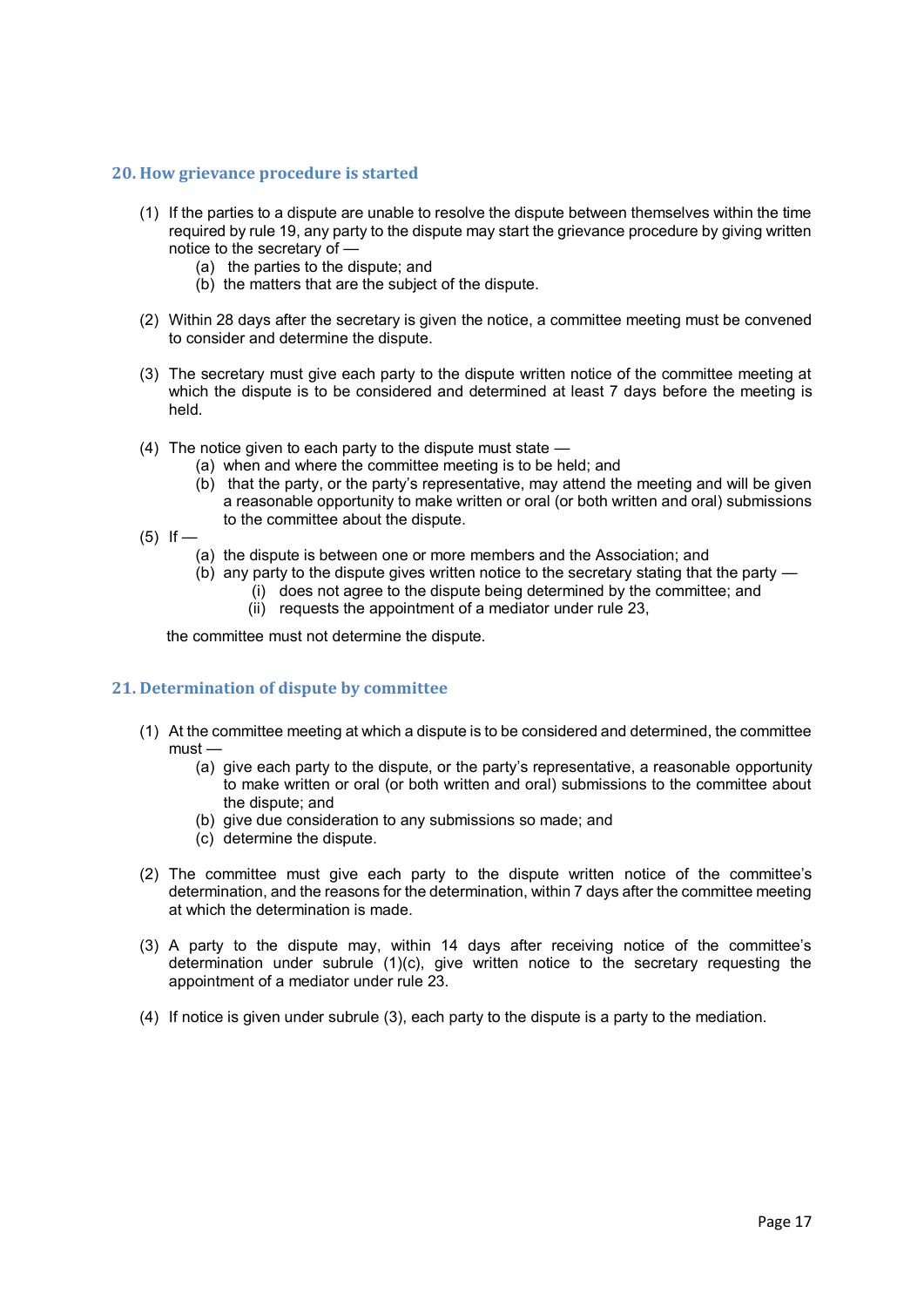## 20. How grievance procedure is started

(1) If the parties to a dispute are unable to resolve the dispute between themselves within the time required by rule 19, any party to the dispute may start the grievance procedure by giving written notice to the secretary of —

  (a) the parties to the dispute; and
  (b) the matters that are the subject of the dispute.

(2) Within 28 days after the secretary is given the notice, a committee meeting must be convened to consider and determine the dispute.

(3) The secretary must give each party to the dispute written notice of the committee meeting at which the dispute is to be considered and determined at least 7 days before the meeting is held.

(4) The notice given to each party to the dispute must state —

  (a) when and where the committee meeting is to be held; and
  (b) that the party, or the party's representative, may attend the meeting and will be given a reasonable opportunity to make written or oral (or both written and oral) submissions to the committee about the dispute.

(5) If —

  (a) the dispute is between one or more members and the Association; and
  (b) any party to the dispute gives written notice to the secretary stating that the party —
    (i) does not agree to the dispute being determined by the committee; and
    (ii) requests the appointment of a mediator under rule 23,

the committee must not determine the dispute.

## 21. Determination of dispute by committee

(1) At the committee meeting at which a dispute is to be considered and determined, the committee must —

  (a) give each party to the dispute, or the party's representative, a reasonable opportunity to make written or oral (or both written and oral) submissions to the committee about the dispute; and
  (b) give due consideration to any submissions so made; and
  (c) determine the dispute.

(2) The committee must give each party to the dispute written notice of the committee's determination, and the reasons for the determination, within 7 days after the committee meeting at which the determination is made.

(3) A party to the dispute may, within 14 days after receiving notice of the committee's determination under subrule (1)(c), give written notice to the secretary requesting the appointment of a mediator under rule 23.

(4) If notice is given under subrule (3), each party to the dispute is a party to the mediation.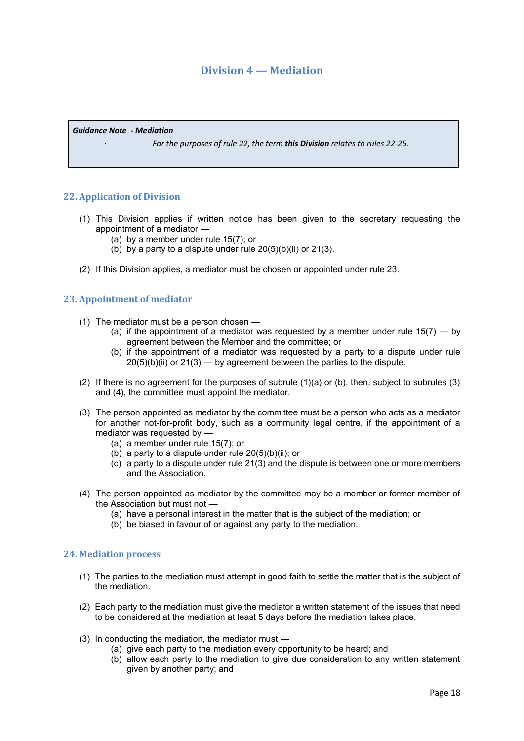## Division 4 — Mediation

> ***Guidance Note - Mediation***
>
> · *For the purposes of rule 22, the term **this Division** relates to rules 22-25.*

### 22. Application of Division

(1) This Division applies if written notice has been given to the secretary requesting the appointment of a mediator —

  (a) by a member under rule 15(7); or

  (b) by a party to a dispute under rule 20(5)(b)(ii) or 21(3).

(2) If this Division applies, a mediator must be chosen or appointed under rule 23.

### 23. Appointment of mediator

(1) The mediator must be a person chosen —

  (a) if the appointment of a mediator was requested by a member under rule 15(7) — by agreement between the Member and the committee; or

  (b) if the appointment of a mediator was requested by a party to a dispute under rule 20(5)(b)(ii) or 21(3) — by agreement between the parties to the dispute.

(2) If there is no agreement for the purposes of subrule (1)(a) or (b), then, subject to subrules (3) and (4), the committee must appoint the mediator.

(3) The person appointed as mediator by the committee must be a person who acts as a mediator for another not-for-profit body, such as a community legal centre, if the appointment of a mediator was requested by —

  (a) a member under rule 15(7); or

  (b) a party to a dispute under rule 20(5)(b)(ii); or

  (c) a party to a dispute under rule 21(3) and the dispute is between one or more members and the Association.

(4) The person appointed as mediator by the committee may be a member or former member of the Association but must not —

  (a) have a personal interest in the matter that is the subject of the mediation; or

  (b) be biased in favour of or against any party to the mediation.

### 24. Mediation process

(1) The parties to the mediation must attempt in good faith to settle the matter that is the subject of the mediation.

(2) Each party to the mediation must give the mediator a written statement of the issues that need to be considered at the mediation at least 5 days before the mediation takes place.

(3) In conducting the mediation, the mediator must —

  (a) give each party to the mediation every opportunity to be heard; and

  (b) allow each party to the mediation to give due consideration to any written statement given by another party; and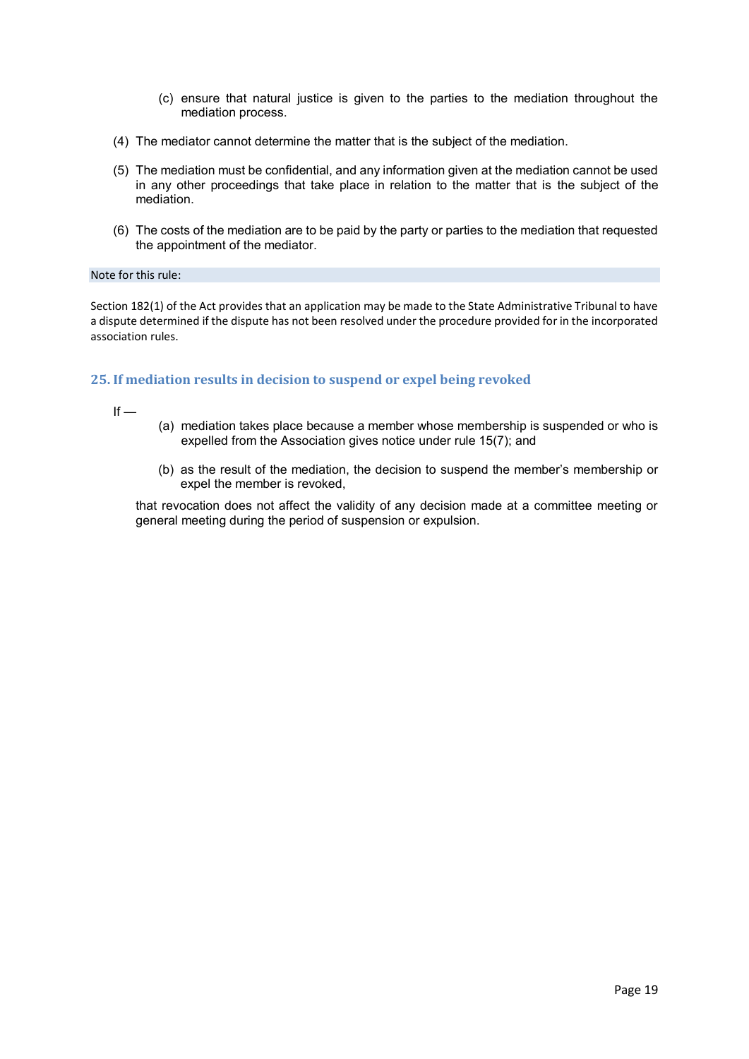(c) ensure that natural justice is given to the parties to the mediation throughout the mediation process.

(4) The mediator cannot determine the matter that is the subject of the mediation.

(5) The mediation must be confidential, and any information given at the mediation cannot be used in any other proceedings that take place in relation to the matter that is the subject of the mediation.

(6) The costs of the mediation are to be paid by the party or parties to the mediation that requested the appointment of the mediator.

Note for this rule:

Section 182(1) of the Act provides that an application may be made to the State Administrative Tribunal to have a dispute determined if the dispute has not been resolved under the procedure provided for in the incorporated association rules.

## 25. If mediation results in decision to suspend or expel being revoked

If —

(a) mediation takes place because a member whose membership is suspended or who is expelled from the Association gives notice under rule 15(7); and

(b) as the result of the mediation, the decision to suspend the member's membership or expel the member is revoked,

that revocation does not affect the validity of any decision made at a committee meeting or general meeting during the period of suspension or expulsion.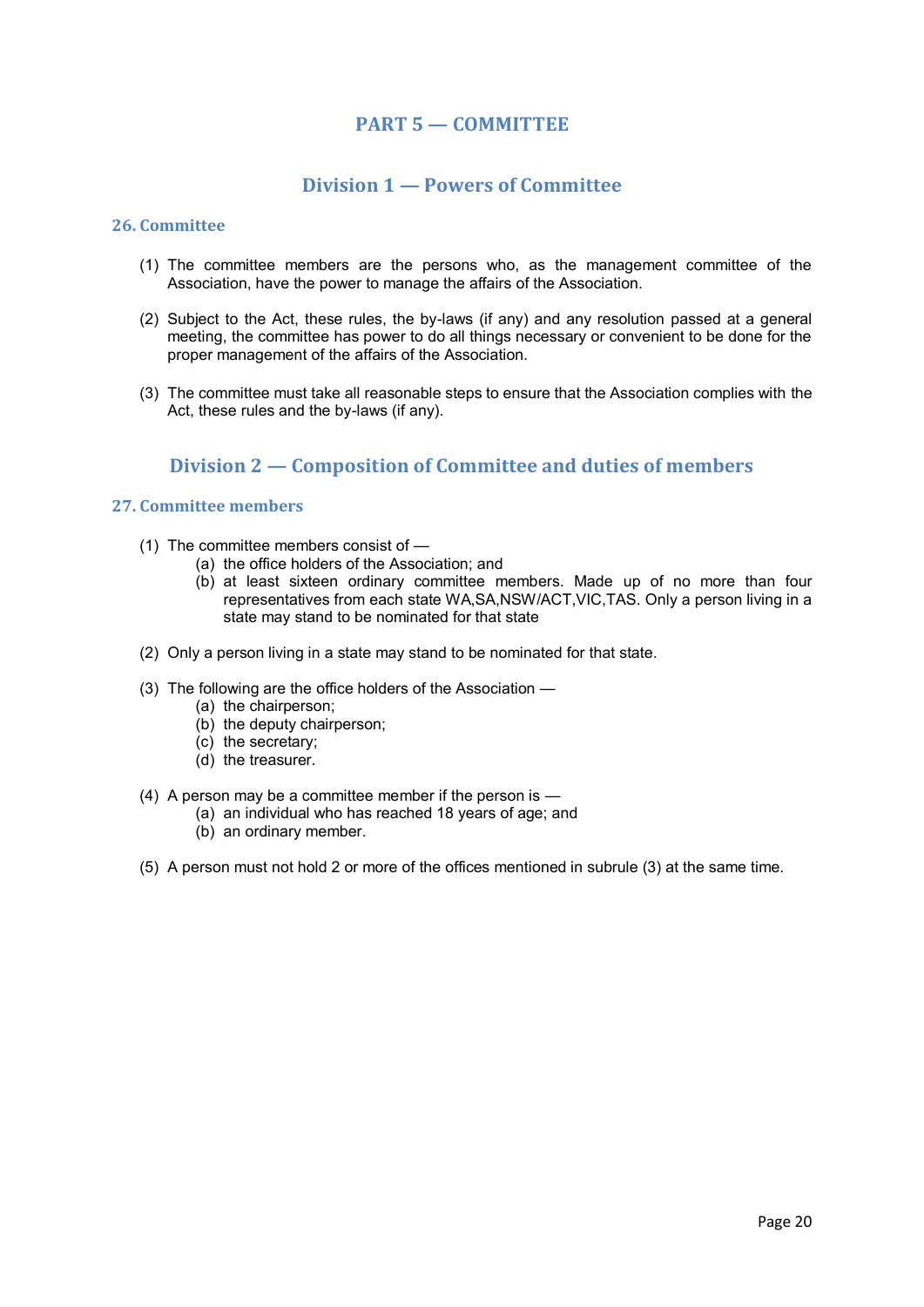# PART 5 — COMMITTEE

## Division 1 — Powers of Committee

### 26. Committee

(1) The committee members are the persons who, as the management committee of the Association, have the power to manage the affairs of the Association.

(2) Subject to the Act, these rules, the by-laws (if any) and any resolution passed at a general meeting, the committee has power to do all things necessary or convenient to be done for the proper management of the affairs of the Association.

(3) The committee must take all reasonable steps to ensure that the Association complies with the Act, these rules and the by-laws (if any).

## Division 2 — Composition of Committee and duties of members

### 27. Committee members

(1) The committee members consist of —
   (a) the office holders of the Association; and
   (b) at least sixteen ordinary committee members. Made up of no more than four representatives from each state WA,SA,NSW/ACT,VIC,TAS. Only a person living in a state may stand to be nominated for that state

(2) Only a person living in a state may stand to be nominated for that state.

(3) The following are the office holders of the Association —
   (a) the chairperson;
   (b) the deputy chairperson;
   (c) the secretary;
   (d) the treasurer.

(4) A person may be a committee member if the person is —
   (a) an individual who has reached 18 years of age; and
   (b) an ordinary member.

(5) A person must not hold 2 or more of the offices mentioned in subrule (3) at the same time.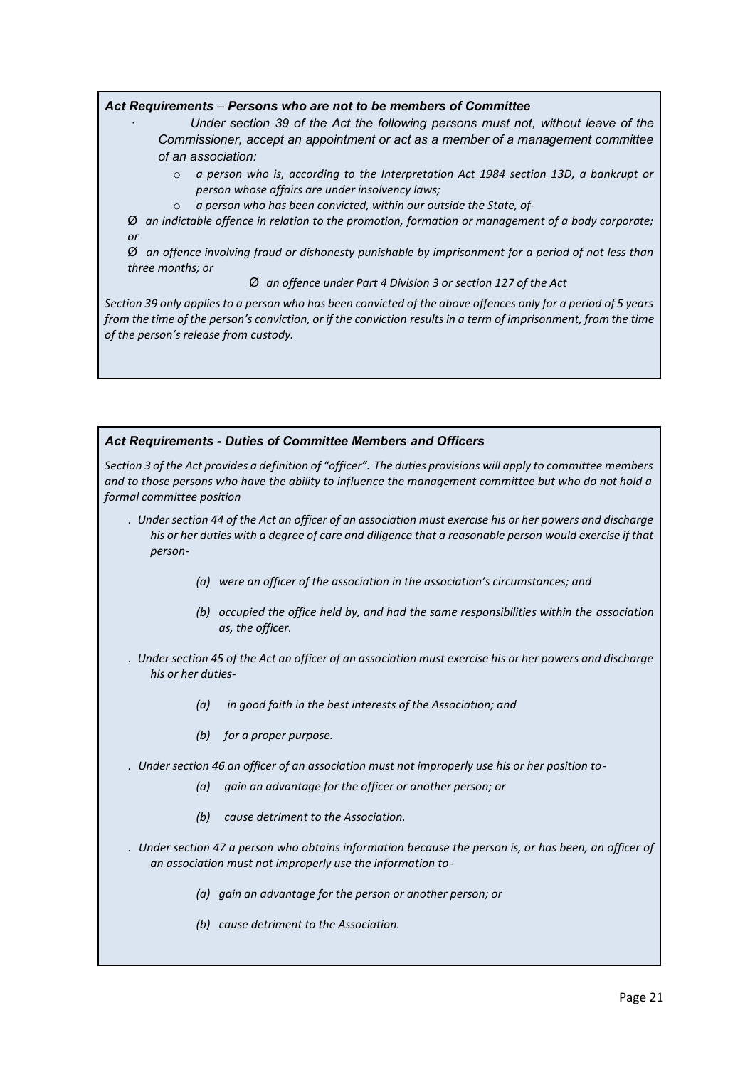***Act Requirements – Persons who are not to be members of Committee***

- *Under section 39 of the Act the following persons must not, without leave of the Commissioner, accept an appointment or act as a member of a management committee of an association:*
  - *a person who is, according to the Interpretation Act 1984 section 13D, a bankrupt or person whose affairs are under insolvency laws;*
  - *a person who has been convicted, within our outside the State, of-*

*Ø an indictable offence in relation to the promotion, formation or management of a body corporate; or*

*Ø an offence involving fraud or dishonesty punishable by imprisonment for a period of not less than three months; or*

*Ø an offence under Part 4 Division 3 or section 127 of the Act*

*Section 39 only applies to a person who has been convicted of the above offences only for a period of 5 years from the time of the person's conviction, or if the conviction results in a term of imprisonment, from the time of the person's release from custody.*

***Act Requirements - Duties of Committee Members and Officers***

*Section 3 of the Act provides a definition of "officer". The duties provisions will apply to committee members and to those persons who have the ability to influence the management committee but who do not hold a formal committee position*

- *Under section 44 of the Act an officer of an association must exercise his or her powers and discharge his or her duties with a degree of care and diligence that a reasonable person would exercise if that person-*

  *(a) were an officer of the association in the association's circumstances; and*

  *(b) occupied the office held by, and had the same responsibilities within the association as, the officer.*

- *Under section 45 of the Act an officer of an association must exercise his or her powers and discharge his or her duties-*

  *(a) in good faith in the best interests of the Association; and*

  *(b) for a proper purpose.*

- *Under section 46 an officer of an association must not improperly use his or her position to-*

  *(a) gain an advantage for the officer or another person; or*

  *(b) cause detriment to the Association.*

- *Under section 47 a person who obtains information because the person is, or has been, an officer of an association must not improperly use the information to-*

  *(a) gain an advantage for the person or another person; or*

  *(b) cause detriment to the Association.*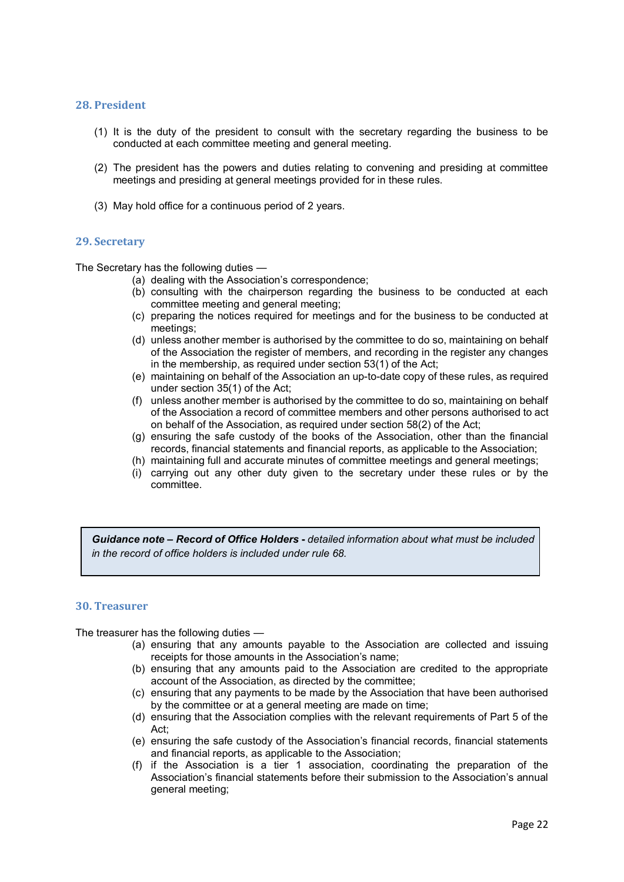## 28. President

(1) It is the duty of the president to consult with the secretary regarding the business to be conducted at each committee meeting and general meeting.

(2) The president has the powers and duties relating to convening and presiding at committee meetings and presiding at general meetings provided for in these rules.

(3) May hold office for a continuous period of 2 years.

## 29. Secretary

The Secretary has the following duties —

(a) dealing with the Association's correspondence;
(b) consulting with the chairperson regarding the business to be conducted at each committee meeting and general meeting;
(c) preparing the notices required for meetings and for the business to be conducted at meetings;
(d) unless another member is authorised by the committee to do so, maintaining on behalf of the Association the register of members, and recording in the register any changes in the membership, as required under section 53(1) of the Act;
(e) maintaining on behalf of the Association an up-to-date copy of these rules, as required under section 35(1) of the Act;
(f) unless another member is authorised by the committee to do so, maintaining on behalf of the Association a record of committee members and other persons authorised to act on behalf of the Association, as required under section 58(2) of the Act;
(g) ensuring the safe custody of the books of the Association, other than the financial records, financial statements and financial reports, as applicable to the Association;
(h) maintaining full and accurate minutes of committee meetings and general meetings;
(i) carrying out any other duty given to the secretary under these rules or by the committee.

> ***Guidance note – Record of Office Holders -*** *detailed information about what must be included in the record of office holders is included under rule 68.*

## 30. Treasurer

The treasurer has the following duties —

(a) ensuring that any amounts payable to the Association are collected and issuing receipts for those amounts in the Association's name;
(b) ensuring that any amounts paid to the Association are credited to the appropriate account of the Association, as directed by the committee;
(c) ensuring that any payments to be made by the Association that have been authorised by the committee or at a general meeting are made on time;
(d) ensuring that the Association complies with the relevant requirements of Part 5 of the Act;
(e) ensuring the safe custody of the Association's financial records, financial statements and financial reports, as applicable to the Association;
(f) if the Association is a tier 1 association, coordinating the preparation of the Association's financial statements before their submission to the Association's annual general meeting;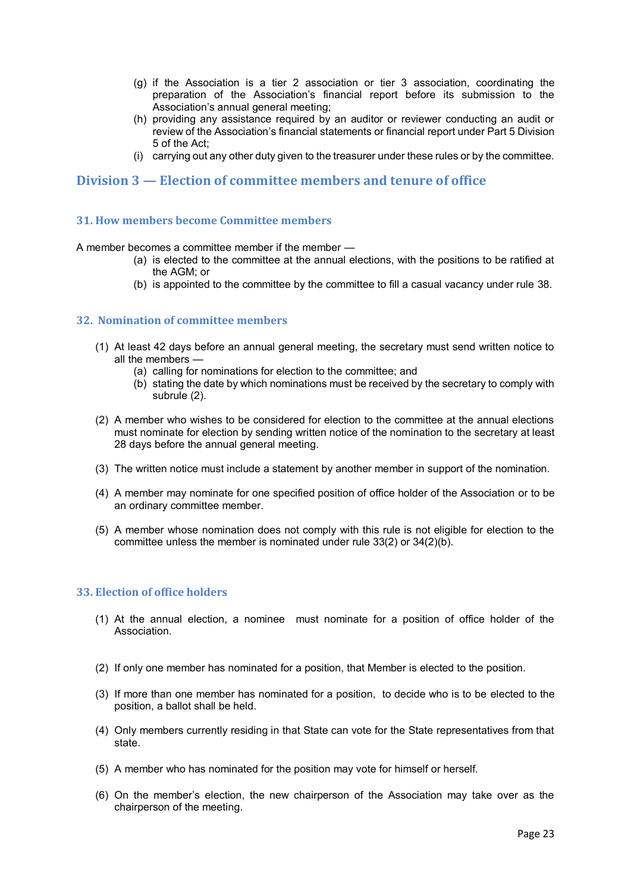(g) if the Association is a tier 2 association or tier 3 association, coordinating the preparation of the Association's financial report before its submission to the Association's annual general meeting;

(h) providing any assistance required by an auditor or reviewer conducting an audit or review of the Association's financial statements or financial report under Part 5 Division 5 of the Act;

(i) carrying out any other duty given to the treasurer under these rules or by the committee.

## Division 3 — Election of committee members and tenure of office

### 31. How members become Committee members

A member becomes a committee member if the member —

(a) is elected to the committee at the annual elections, with the positions to be ratified at the AGM; or

(b) is appointed to the committee by the committee to fill a casual vacancy under rule 38.

### 32. Nomination of committee members

(1) At least 42 days before an annual general meeting, the secretary must send written notice to all the members —

(a) calling for nominations for election to the committee; and

(b) stating the date by which nominations must be received by the secretary to comply with subrule (2).

(2) A member who wishes to be considered for election to the committee at the annual elections must nominate for election by sending written notice of the nomination to the secretary at least 28 days before the annual general meeting.

(3) The written notice must include a statement by another member in support of the nomination.

(4) A member may nominate for one specified position of office holder of the Association or to be an ordinary committee member.

(5) A member whose nomination does not comply with this rule is not eligible for election to the committee unless the member is nominated under rule 33(2) or 34(2)(b).

### 33. Election of office holders

(1) At the annual election, a nominee must nominate for a position of office holder of the Association.

(2) If only one member has nominated for a position, that Member is elected to the position.

(3) If more than one member has nominated for a position, to decide who is to be elected to the position, a ballot shall be held.

(4) Only members currently residing in that State can vote for the State representatives from that state.

(5) A member who has nominated for the position may vote for himself or herself.

(6) On the member's election, the new chairperson of the Association may take over as the chairperson of the meeting.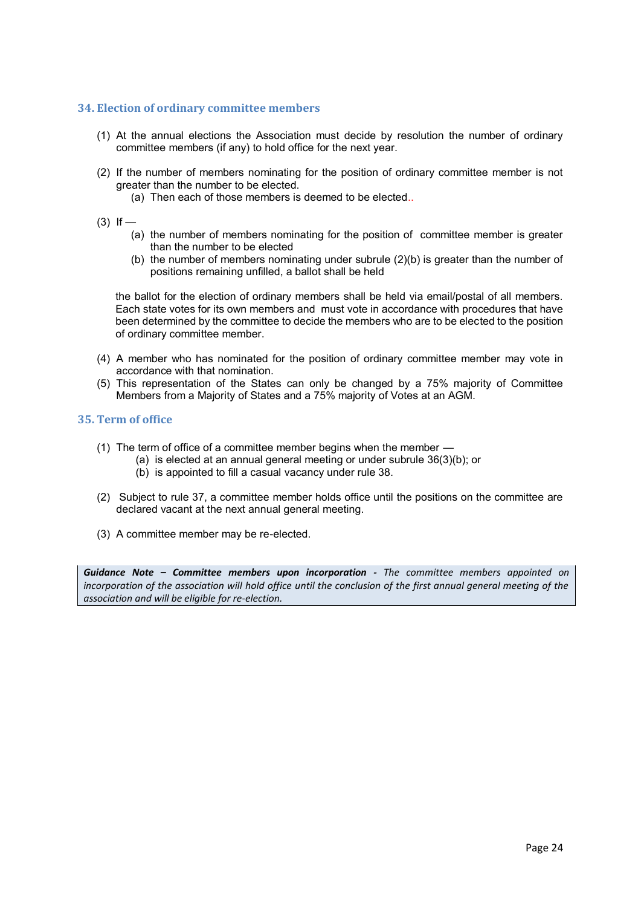## 34. Election of ordinary committee members

(1) At the annual elections the Association must decide by resolution the number of ordinary committee members (if any) to hold office for the next year.

(2) If the number of members nominating for the position of ordinary committee member is not greater than the number to be elected.

  (a) Then each of those members is deemed to be elected..

(3) If —

  (a) the number of members nominating for the position of committee member is greater than the number to be elected

  (b) the number of members nominating under subrule (2)(b) is greater than the number of positions remaining unfilled, a ballot shall be held

  the ballot for the election of ordinary members shall be held via email/postal of all members. Each state votes for its own members and must vote in accordance with procedures that have been determined by the committee to decide the members who are to be elected to the position of ordinary committee member.

(4) A member who has nominated for the position of ordinary committee member may vote in accordance with that nomination.

(5) This representation of the States can only be changed by a 75% majority of Committee Members from a Majority of States and a 75% majority of Votes at an AGM.

## 35. Term of office

(1) The term of office of a committee member begins when the member —

  (a) is elected at an annual general meeting or under subrule 36(3)(b); or

  (b) is appointed to fill a casual vacancy under rule 38.

(2) Subject to rule 37, a committee member holds office until the positions on the committee are declared vacant at the next annual general meeting.

(3) A committee member may be re-elected.

> ***Guidance Note – Committee members upon incorporation -*** *The committee members appointed on incorporation of the association will hold office until the conclusion of the first annual general meeting of the association and will be eligible for re-election.*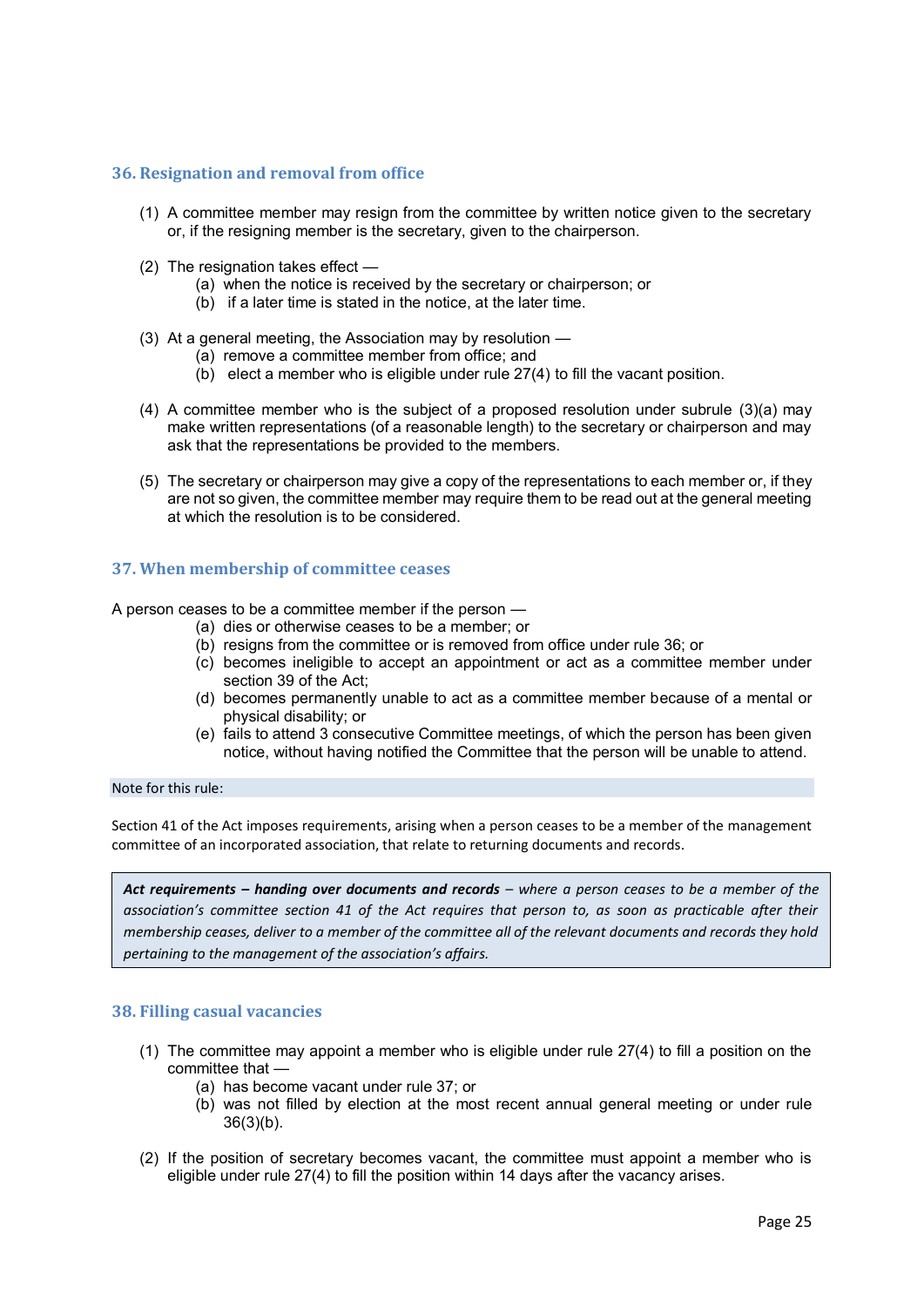## 36. Resignation and removal from office

(1) A committee member may resign from the committee by written notice given to the secretary or, if the resigning member is the secretary, given to the chairperson.

(2) The resignation takes effect —
  (a) when the notice is received by the secretary or chairperson; or
  (b) if a later time is stated in the notice, at the later time.

(3) At a general meeting, the Association may by resolution —
  (a) remove a committee member from office; and
  (b) elect a member who is eligible under rule 27(4) to fill the vacant position.

(4) A committee member who is the subject of a proposed resolution under subrule (3)(a) may make written representations (of a reasonable length) to the secretary or chairperson and may ask that the representations be provided to the members.

(5) The secretary or chairperson may give a copy of the representations to each member or, if they are not so given, the committee member may require them to be read out at the general meeting at which the resolution is to be considered.

## 37. When membership of committee ceases

A person ceases to be a committee member if the person —
  (a) dies or otherwise ceases to be a member; or
  (b) resigns from the committee or is removed from office under rule 36; or
  (c) becomes ineligible to accept an appointment or act as a committee member under section 39 of the Act;
  (d) becomes permanently unable to act as a committee member because of a mental or physical disability; or
  (e) fails to attend 3 consecutive Committee meetings, of which the person has been given notice, without having notified the Committee that the person will be unable to attend.

Note for this rule:

Section 41 of the Act imposes requirements, arising when a person ceases to be a member of the management committee of an incorporated association, that relate to returning documents and records.

> ***Act requirements – handing over documents and records*** *– where a person ceases to be a member of the association's committee section 41 of the Act requires that person to, as soon as practicable after their membership ceases, deliver to a member of the committee all of the relevant documents and records they hold pertaining to the management of the association's affairs.*

## 38. Filling casual vacancies

(1) The committee may appoint a member who is eligible under rule 27(4) to fill a position on the committee that —
  (a) has become vacant under rule 37; or
  (b) was not filled by election at the most recent annual general meeting or under rule 36(3)(b).

(2) If the position of secretary becomes vacant, the committee must appoint a member who is eligible under rule 27(4) to fill the position within 14 days after the vacancy arises.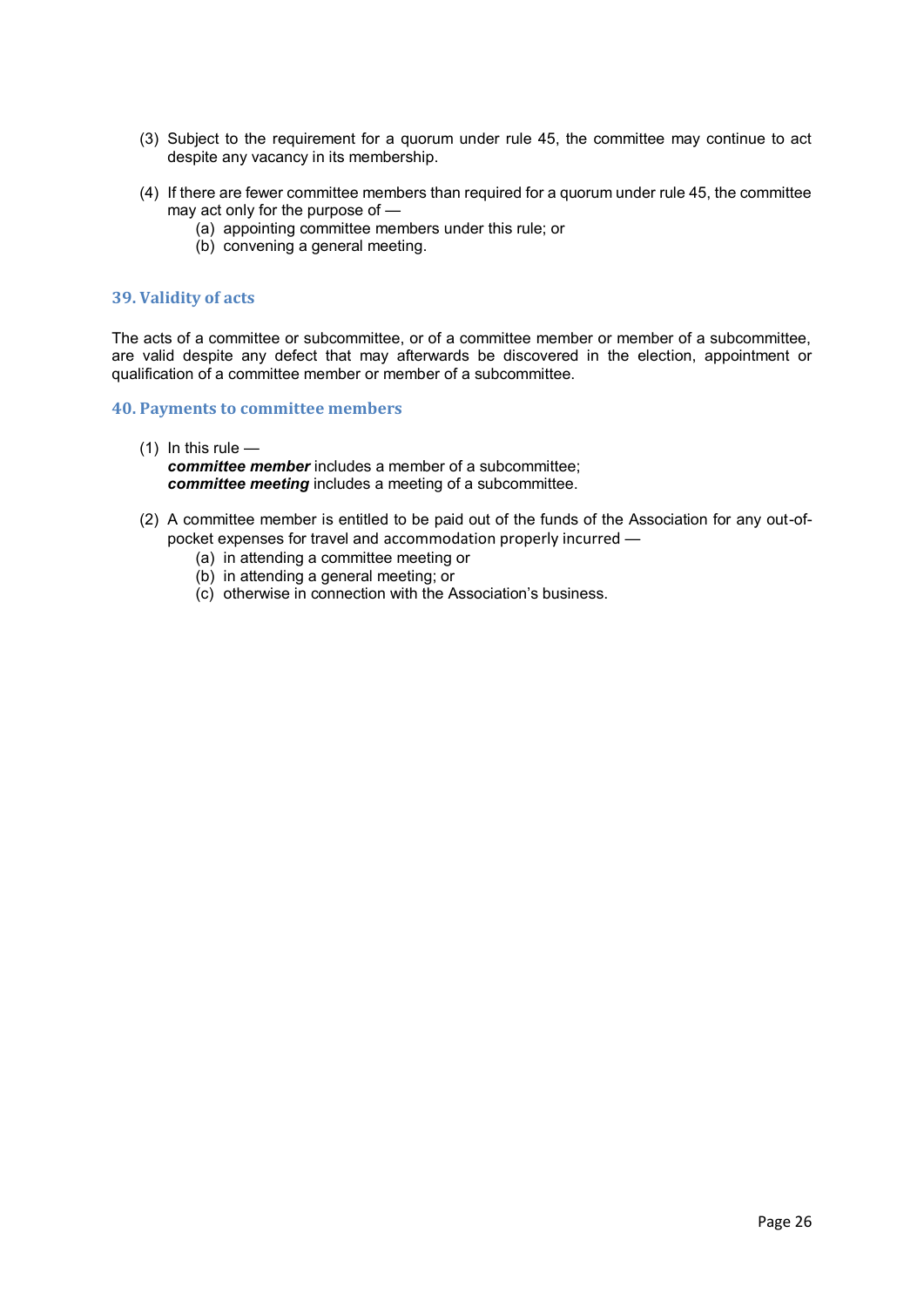(3) Subject to the requirement for a quorum under rule 45, the committee may continue to act despite any vacancy in its membership.

(4) If there are fewer committee members than required for a quorum under rule 45, the committee may act only for the purpose of —
   (a) appointing committee members under this rule; or
   (b) convening a general meeting.

## 39. Validity of acts

The acts of a committee or subcommittee, or of a committee member or member of a subcommittee, are valid despite any defect that may afterwards be discovered in the election, appointment or qualification of a committee member or member of a subcommittee.

## 40. Payments to committee members

(1) In this rule —
***committee member*** includes a member of a subcommittee;
***committee meeting*** includes a meeting of a subcommittee.

(2) A committee member is entitled to be paid out of the funds of the Association for any out-of-pocket expenses for travel and accommodation properly incurred —
   (a) in attending a committee meeting or
   (b) in attending a general meeting; or
   (c) otherwise in connection with the Association's business.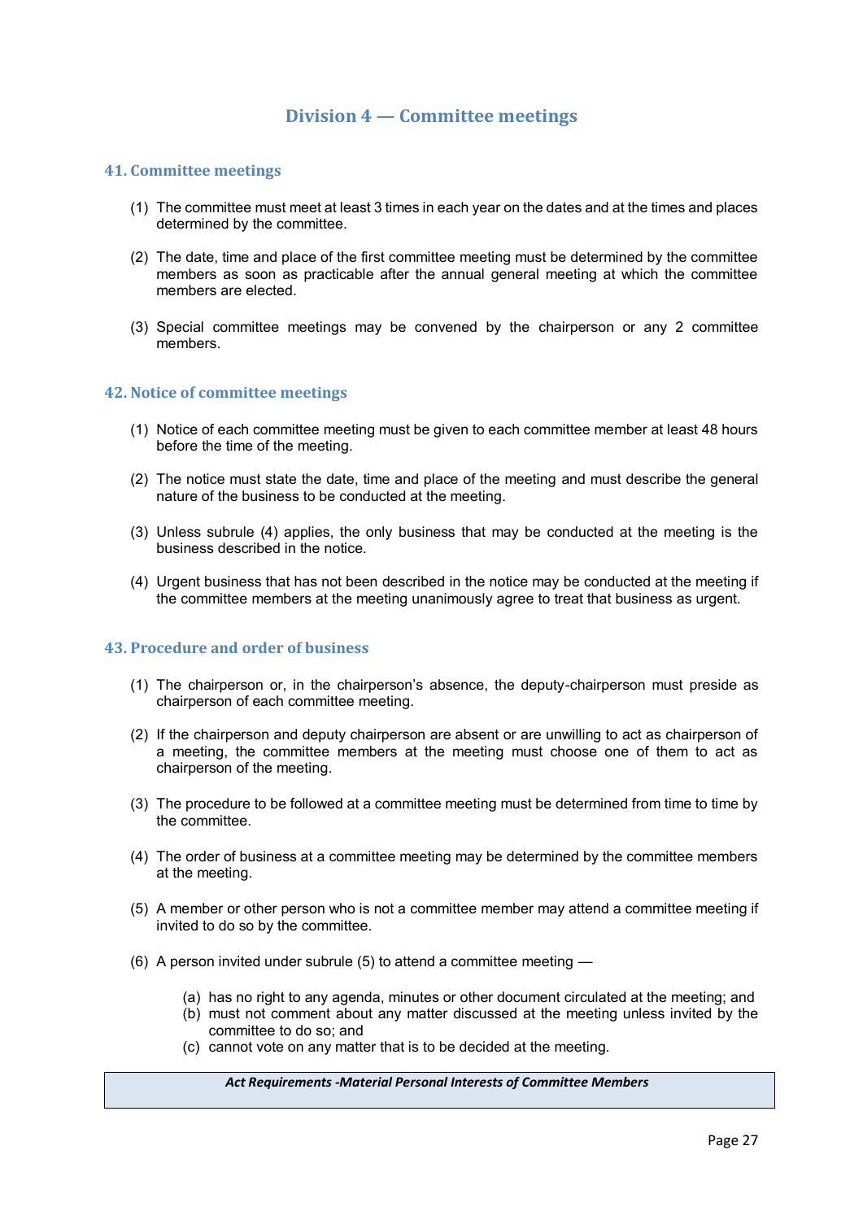## Division 4 — Committee meetings

### 41. Committee meetings

(1) The committee must meet at least 3 times in each year on the dates and at the times and places determined by the committee.

(2) The date, time and place of the first committee meeting must be determined by the committee members as soon as practicable after the annual general meeting at which the committee members are elected.

(3) Special committee meetings may be convened by the chairperson or any 2 committee members.

### 42. Notice of committee meetings

(1) Notice of each committee meeting must be given to each committee member at least 48 hours before the time of the meeting.

(2) The notice must state the date, time and place of the meeting and must describe the general nature of the business to be conducted at the meeting.

(3) Unless subrule (4) applies, the only business that may be conducted at the meeting is the business described in the notice.

(4) Urgent business that has not been described in the notice may be conducted at the meeting if the committee members at the meeting unanimously agree to treat that business as urgent.

### 43. Procedure and order of business

(1) The chairperson or, in the chairperson's absence, the deputy-chairperson must preside as chairperson of each committee meeting.

(2) If the chairperson and deputy chairperson are absent or are unwilling to act as chairperson of a meeting, the committee members at the meeting must choose one of them to act as chairperson of the meeting.

(3) The procedure to be followed at a committee meeting must be determined from time to time by the committee.

(4) The order of business at a committee meeting may be determined by the committee members at the meeting.

(5) A member or other person who is not a committee member may attend a committee meeting if invited to do so by the committee.

(6) A person invited under subrule (5) to attend a committee meeting —

- (a) has no right to any agenda, minutes or other document circulated at the meeting; and
- (b) must not comment about any matter discussed at the meeting unless invited by the committee to do so; and
- (c) cannot vote on any matter that is to be decided at the meeting.

| ***Act Requirements -Material Personal Interests of Committee Members*** |
| --- |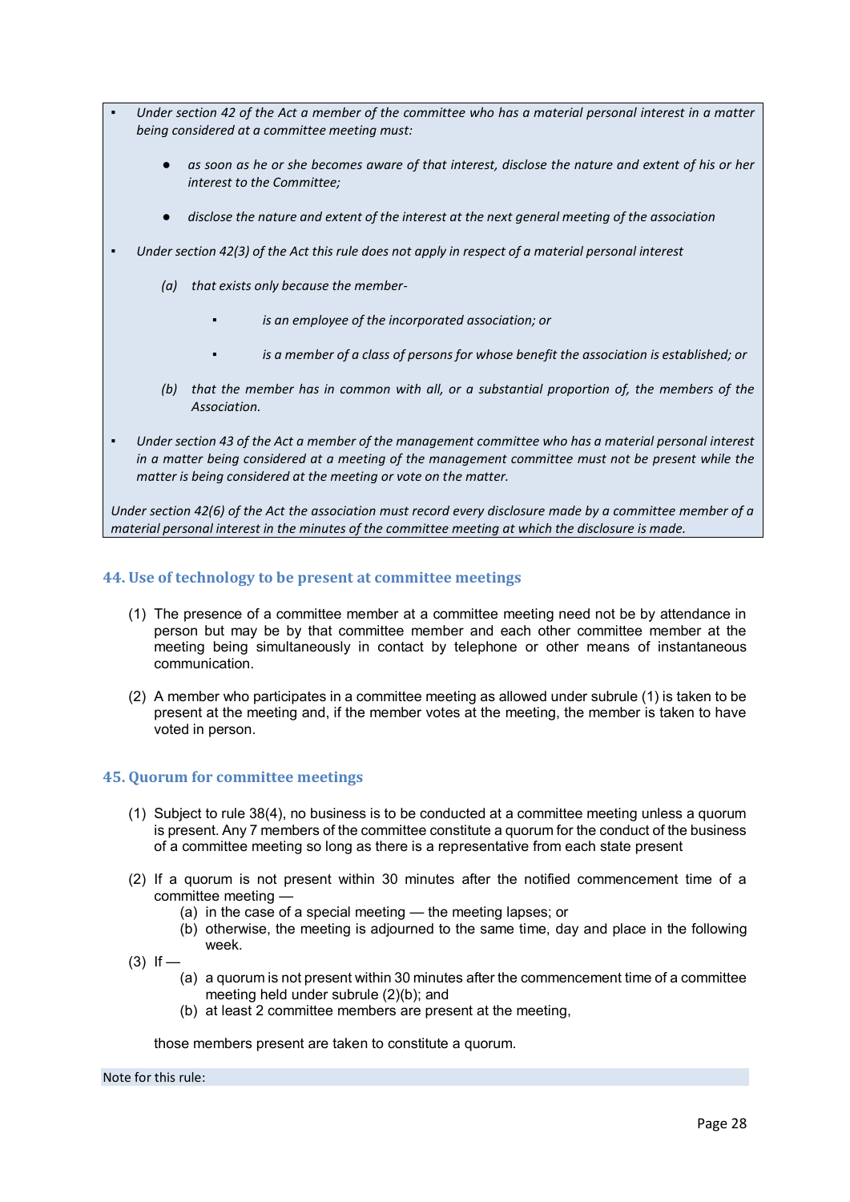- *Under section 42 of the Act a member of the committee who has a material personal interest in a matter being considered at a committee meeting must:*
    - *as soon as he or she becomes aware of that interest, disclose the nature and extent of his or her interest to the Committee;*
    - *disclose the nature and extent of the interest at the next general meeting of the association*
- *Under section 42(3) of the Act this rule does not apply in respect of a material personal interest*

    *(a) that exists only because the member-*

    - *is an employee of the incorporated association; or*
    - *is a member of a class of persons for whose benefit the association is established; or*

    *(b) that the member has in common with all, or a substantial proportion of, the members of the Association.*

- *Under section 43 of the Act a member of the management committee who has a material personal interest in a matter being considered at a meeting of the management committee must not be present while the matter is being considered at the meeting or vote on the matter.*

*Under section 42(6) of the Act the association must record every disclosure made by a committee member of a material personal interest in the minutes of the committee meeting at which the disclosure is made.*

## 44. Use of technology to be present at committee meetings

(1) The presence of a committee member at a committee meeting need not be by attendance in person but may be by that committee member and each other committee member at the meeting being simultaneously in contact by telephone or other means of instantaneous communication.

(2) A member who participates in a committee meeting as allowed under subrule (1) is taken to be present at the meeting and, if the member votes at the meeting, the member is taken to have voted in person.

## 45. Quorum for committee meetings

(1) Subject to rule 38(4), no business is to be conducted at a committee meeting unless a quorum is present. Any 7 members of the committee constitute a quorum for the conduct of the business of a committee meeting so long as there is a representative from each state present

(2) If a quorum is not present within 30 minutes after the notified commencement time of a committee meeting —
   (a) in the case of a special meeting — the meeting lapses; or
   (b) otherwise, the meeting is adjourned to the same time, day and place in the following week.

(3) If —
   (a) a quorum is not present within 30 minutes after the commencement time of a committee meeting held under subrule (2)(b); and
   (b) at least 2 committee members are present at the meeting,

   those members present are taken to constitute a quorum.

Note for this rule: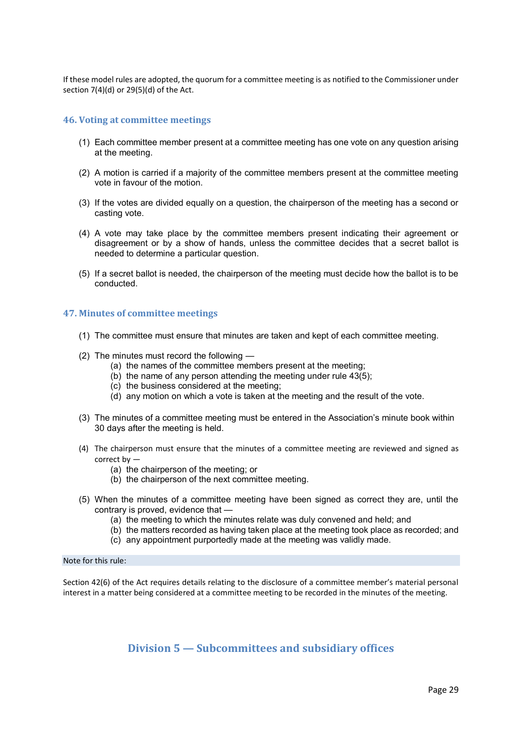If these model rules are adopted, the quorum for a committee meeting is as notified to the Commissioner under section 7(4)(d) or 29(5)(d) of the Act.

### 46. Voting at committee meetings

(1) Each committee member present at a committee meeting has one vote on any question arising at the meeting.

(2) A motion is carried if a majority of the committee members present at the committee meeting vote in favour of the motion.

(3) If the votes are divided equally on a question, the chairperson of the meeting has a second or casting vote.

(4) A vote may take place by the committee members present indicating their agreement or disagreement or by a show of hands, unless the committee decides that a secret ballot is needed to determine a particular question.

(5) If a secret ballot is needed, the chairperson of the meeting must decide how the ballot is to be conducted.

### 47. Minutes of committee meetings

(1) The committee must ensure that minutes are taken and kept of each committee meeting.

(2) The minutes must record the following —
  (a) the names of the committee members present at the meeting;
  (b) the name of any person attending the meeting under rule 43(5);
  (c) the business considered at the meeting;
  (d) any motion on which a vote is taken at the meeting and the result of the vote.

(3) The minutes of a committee meeting must be entered in the Association's minute book within 30 days after the meeting is held.

(4) The chairperson must ensure that the minutes of a committee meeting are reviewed and signed as correct by —
  (a) the chairperson of the meeting; or
  (b) the chairperson of the next committee meeting.

(5) When the minutes of a committee meeting have been signed as correct they are, until the contrary is proved, evidence that —
  (a) the meeting to which the minutes relate was duly convened and held; and
  (b) the matters recorded as having taken place at the meeting took place as recorded; and
  (c) any appointment purportedly made at the meeting was validly made.

Note for this rule:

Section 42(6) of the Act requires details relating to the disclosure of a committee member's material personal interest in a matter being considered at a committee meeting to be recorded in the minutes of the meeting.

## Division 5 — Subcommittees and subsidiary offices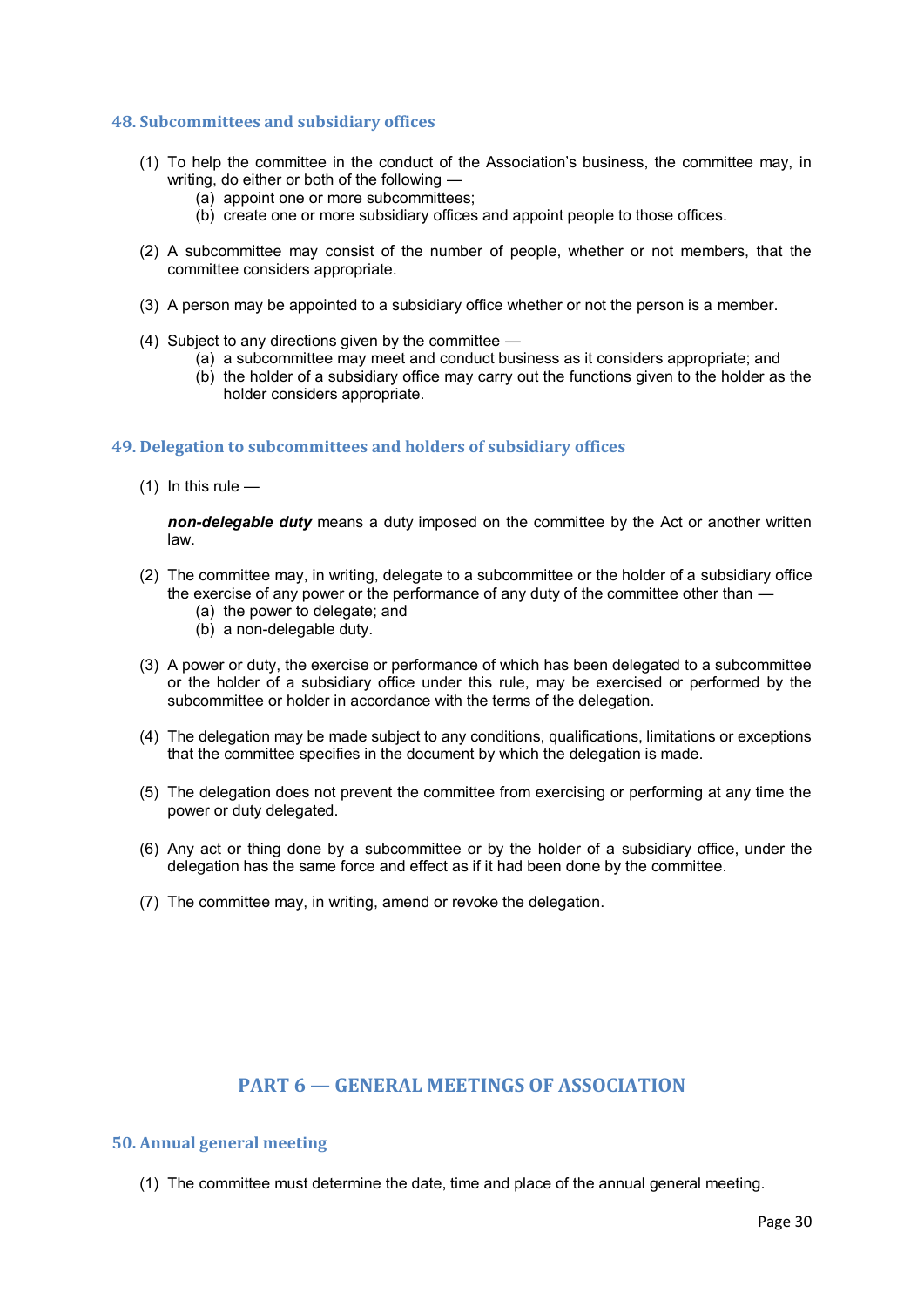### 48. Subcommittees and subsidiary offices

(1) To help the committee in the conduct of the Association's business, the committee may, in writing, do either or both of the following —
   (a) appoint one or more subcommittees;
   (b) create one or more subsidiary offices and appoint people to those offices.

(2) A subcommittee may consist of the number of people, whether or not members, that the committee considers appropriate.

(3) A person may be appointed to a subsidiary office whether or not the person is a member.

(4) Subject to any directions given by the committee —
   (a) a subcommittee may meet and conduct business as it considers appropriate; and
   (b) the holder of a subsidiary office may carry out the functions given to the holder as the holder considers appropriate.

### 49. Delegation to subcommittees and holders of subsidiary offices

(1) In this rule —

***non-delegable duty*** means a duty imposed on the committee by the Act or another written law.

(2) The committee may, in writing, delegate to a subcommittee or the holder of a subsidiary office the exercise of any power or the performance of any duty of the committee other than —
   (a) the power to delegate; and
   (b) a non-delegable duty.

(3) A power or duty, the exercise or performance of which has been delegated to a subcommittee or the holder of a subsidiary office under this rule, may be exercised or performed by the subcommittee or holder in accordance with the terms of the delegation.

(4) The delegation may be made subject to any conditions, qualifications, limitations or exceptions that the committee specifies in the document by which the delegation is made.

(5) The delegation does not prevent the committee from exercising or performing at any time the power or duty delegated.

(6) Any act or thing done by a subcommittee or by the holder of a subsidiary office, under the delegation has the same force and effect as if it had been done by the committee.

(7) The committee may, in writing, amend or revoke the delegation.

## PART 6 — GENERAL MEETINGS OF ASSOCIATION

### 50. Annual general meeting

(1) The committee must determine the date, time and place of the annual general meeting.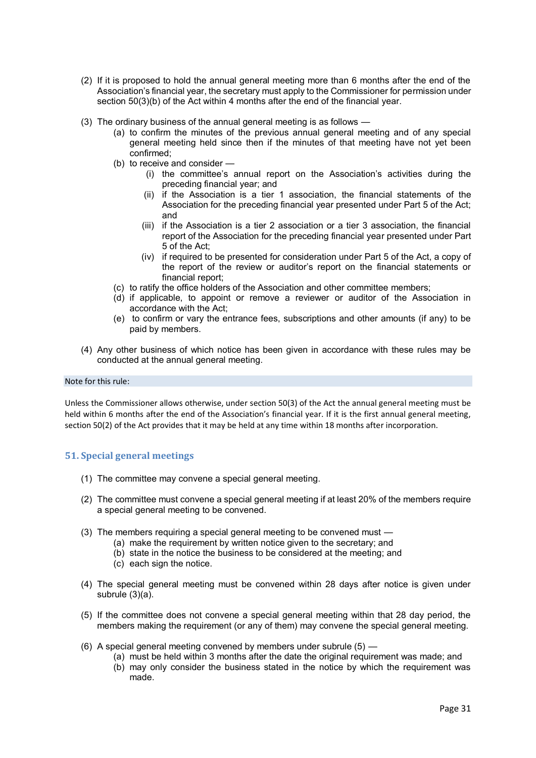(2) If it is proposed to hold the annual general meeting more than 6 months after the end of the Association's financial year, the secretary must apply to the Commissioner for permission under section 50(3)(b) of the Act within 4 months after the end of the financial year.

(3) The ordinary business of the annual general meeting is as follows —

- (a) to confirm the minutes of the previous annual general meeting and of any special general meeting held since then if the minutes of that meeting have not yet been confirmed;
- (b) to receive and consider —
  - (i) the committee's annual report on the Association's activities during the preceding financial year; and
  - (ii) if the Association is a tier 1 association, the financial statements of the Association for the preceding financial year presented under Part 5 of the Act; and
  - (iii) if the Association is a tier 2 association or a tier 3 association, the financial report of the Association for the preceding financial year presented under Part 5 of the Act;
  - (iv) if required to be presented for consideration under Part 5 of the Act, a copy of the report of the review or auditor's report on the financial statements or financial report;
- (c) to ratify the office holders of the Association and other committee members;
- (d) if applicable, to appoint or remove a reviewer or auditor of the Association in accordance with the Act;
- (e) to confirm or vary the entrance fees, subscriptions and other amounts (if any) to be paid by members.

(4) Any other business of which notice has been given in accordance with these rules may be conducted at the annual general meeting.

Note for this rule:

Unless the Commissioner allows otherwise, under section 50(3) of the Act the annual general meeting must be held within 6 months after the end of the Association's financial year. If it is the first annual general meeting, section 50(2) of the Act provides that it may be held at any time within 18 months after incorporation.

## 51. Special general meetings

(1) The committee may convene a special general meeting.

(2) The committee must convene a special general meeting if at least 20% of the members require a special general meeting to be convened.

(3) The members requiring a special general meeting to be convened must —

- (a) make the requirement by written notice given to the secretary; and
- (b) state in the notice the business to be considered at the meeting; and
- (c) each sign the notice.

(4) The special general meeting must be convened within 28 days after notice is given under subrule (3)(a).

(5) If the committee does not convene a special general meeting within that 28 day period, the members making the requirement (or any of them) may convene the special general meeting.

(6) A special general meeting convened by members under subrule (5) —

- (a) must be held within 3 months after the date the original requirement was made; and
- (b) may only consider the business stated in the notice by which the requirement was made.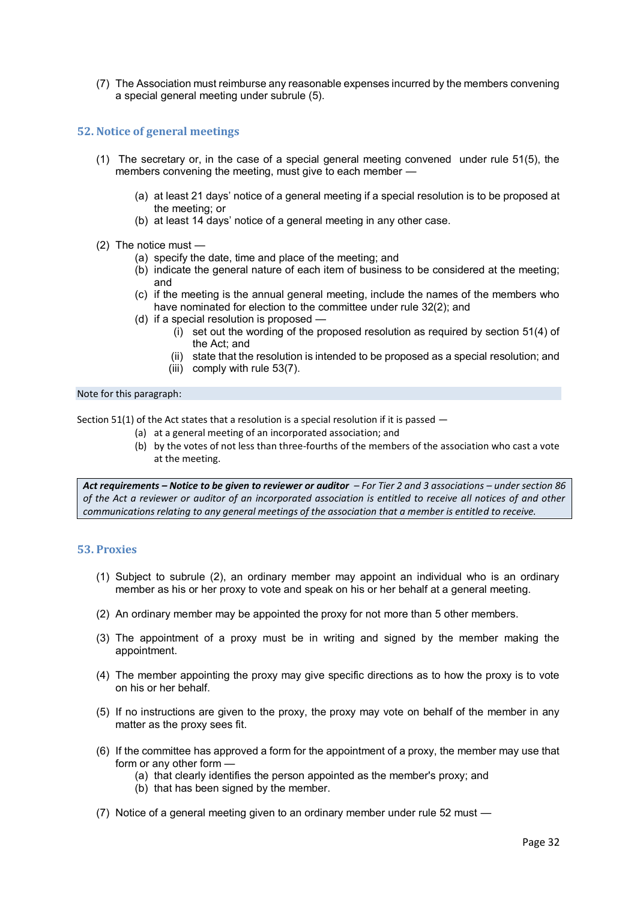(7) The Association must reimburse any reasonable expenses incurred by the members convening a special general meeting under subrule (5).

## 52. Notice of general meetings

(1) The secretary or, in the case of a special general meeting convened under rule 51(5), the members convening the meeting, must give to each member —

- (a) at least 21 days' notice of a general meeting if a special resolution is to be proposed at the meeting; or
- (b) at least 14 days' notice of a general meeting in any other case.

(2) The notice must —

- (a) specify the date, time and place of the meeting; and
- (b) indicate the general nature of each item of business to be considered at the meeting; and
- (c) if the meeting is the annual general meeting, include the names of the members who have nominated for election to the committee under rule 32(2); and
- (d) if a special resolution is proposed —
  - (i) set out the wording of the proposed resolution as required by section 51(4) of the Act; and
  - (ii) state that the resolution is intended to be proposed as a special resolution; and
  - (iii) comply with rule 53(7).

Note for this paragraph:

Section 51(1) of the Act states that a resolution is a special resolution if it is passed —

- (a) at a general meeting of an incorporated association; and
- (b) by the votes of not less than three-fourths of the members of the association who cast a vote at the meeting.

> ***Act requirements – Notice to be given to reviewer or auditor*** *– For Tier 2 and 3 associations – under section 86 of the Act a reviewer or auditor of an incorporated association is entitled to receive all notices of and other communications relating to any general meetings of the association that a member is entitled to receive.*

## 53. Proxies

(1) Subject to subrule (2), an ordinary member may appoint an individual who is an ordinary member as his or her proxy to vote and speak on his or her behalf at a general meeting.

(2) An ordinary member may be appointed the proxy for not more than 5 other members.

(3) The appointment of a proxy must be in writing and signed by the member making the appointment.

(4) The member appointing the proxy may give specific directions as to how the proxy is to vote on his or her behalf.

(5) If no instructions are given to the proxy, the proxy may vote on behalf of the member in any matter as the proxy sees fit.

(6) If the committee has approved a form for the appointment of a proxy, the member may use that form or any other form —

- (a) that clearly identifies the person appointed as the member's proxy; and
- (b) that has been signed by the member.

(7) Notice of a general meeting given to an ordinary member under rule 52 must —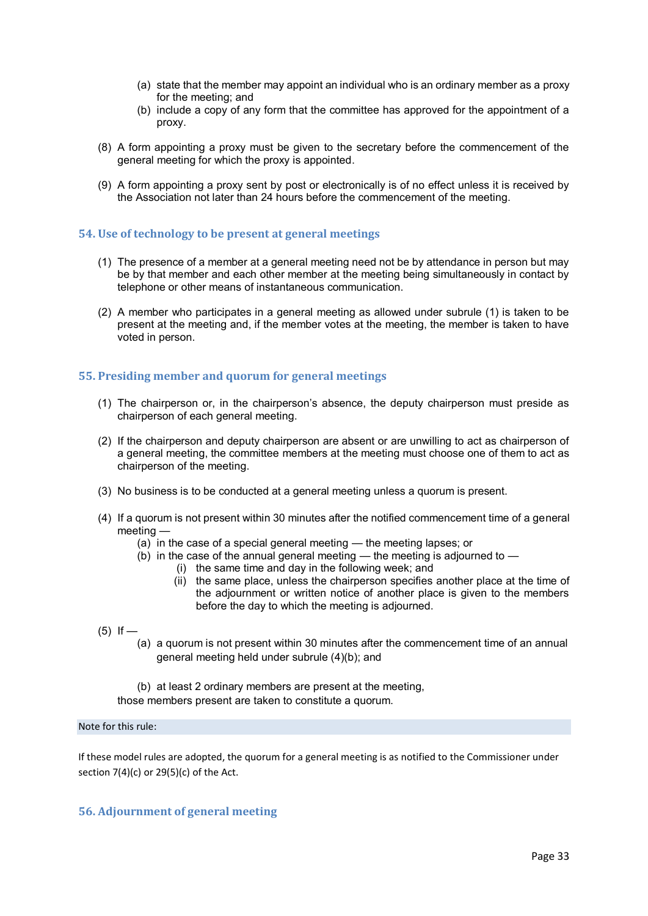(a) state that the member may appoint an individual who is an ordinary member as a proxy for the meeting; and
(b) include a copy of any form that the committee has approved for the appointment of a proxy.

(8) A form appointing a proxy must be given to the secretary before the commencement of the general meeting for which the proxy is appointed.

(9) A form appointing a proxy sent by post or electronically is of no effect unless it is received by the Association not later than 24 hours before the commencement of the meeting.

## 54. Use of technology to be present at general meetings

(1) The presence of a member at a general meeting need not be by attendance in person but may be by that member and each other member at the meeting being simultaneously in contact by telephone or other means of instantaneous communication.

(2) A member who participates in a general meeting as allowed under subrule (1) is taken to be present at the meeting and, if the member votes at the meeting, the member is taken to have voted in person.

## 55. Presiding member and quorum for general meetings

(1) The chairperson or, in the chairperson's absence, the deputy chairperson must preside as chairperson of each general meeting.

(2) If the chairperson and deputy chairperson are absent or are unwilling to act as chairperson of a general meeting, the committee members at the meeting must choose one of them to act as chairperson of the meeting.

(3) No business is to be conducted at a general meeting unless a quorum is present.

(4) If a quorum is not present within 30 minutes after the notified commencement time of a general meeting —
   (a) in the case of a special general meeting — the meeting lapses; or
   (b) in the case of the annual general meeting — the meeting is adjourned to —
      (i) the same time and day in the following week; and
      (ii) the same place, unless the chairperson specifies another place at the time of the adjournment or written notice of another place is given to the members before the day to which the meeting is adjourned.

(5) If —
   (a) a quorum is not present within 30 minutes after the commencement time of an annual general meeting held under subrule (4)(b); and
   (b) at least 2 ordinary members are present at the meeting,

those members present are taken to constitute a quorum.

Note for this rule:

If these model rules are adopted, the quorum for a general meeting is as notified to the Commissioner under section 7(4)(c) or 29(5)(c) of the Act.

## 56. Adjournment of general meeting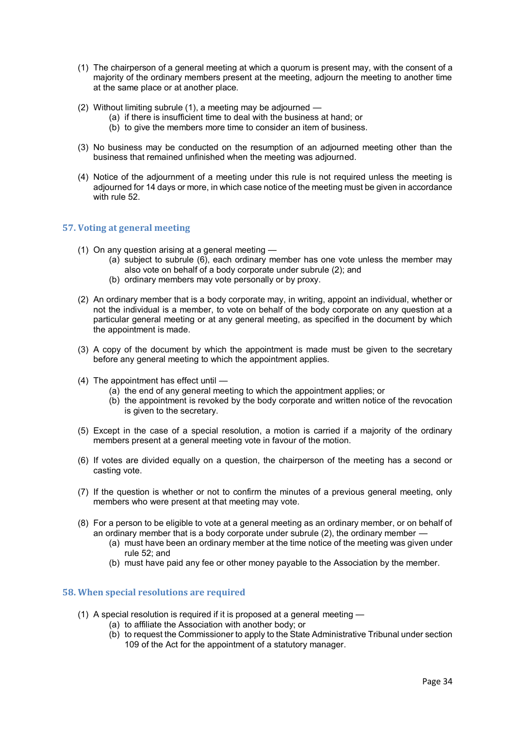(1) The chairperson of a general meeting at which a quorum is present may, with the consent of a majority of the ordinary members present at the meeting, adjourn the meeting to another time at the same place or at another place.

(2) Without limiting subrule (1), a meeting may be adjourned —
   - (a) if there is insufficient time to deal with the business at hand; or
   - (b) to give the members more time to consider an item of business.

(3) No business may be conducted on the resumption of an adjourned meeting other than the business that remained unfinished when the meeting was adjourned.

(4) Notice of the adjournment of a meeting under this rule is not required unless the meeting is adjourned for 14 days or more, in which case notice of the meeting must be given in accordance with rule 52.

## 57. Voting at general meeting

(1) On any question arising at a general meeting —
   - (a) subject to subrule (6), each ordinary member has one vote unless the member may also vote on behalf of a body corporate under subrule (2); and
   - (b) ordinary members may vote personally or by proxy.

(2) An ordinary member that is a body corporate may, in writing, appoint an individual, whether or not the individual is a member, to vote on behalf of the body corporate on any question at a particular general meeting or at any general meeting, as specified in the document by which the appointment is made.

(3) A copy of the document by which the appointment is made must be given to the secretary before any general meeting to which the appointment applies.

(4) The appointment has effect until —
   - (a) the end of any general meeting to which the appointment applies; or
   - (b) the appointment is revoked by the body corporate and written notice of the revocation is given to the secretary.

(5) Except in the case of a special resolution, a motion is carried if a majority of the ordinary members present at a general meeting vote in favour of the motion.

(6) If votes are divided equally on a question, the chairperson of the meeting has a second or casting vote.

(7) If the question is whether or not to confirm the minutes of a previous general meeting, only members who were present at that meeting may vote.

(8) For a person to be eligible to vote at a general meeting as an ordinary member, or on behalf of an ordinary member that is a body corporate under subrule (2), the ordinary member —
   - (a) must have been an ordinary member at the time notice of the meeting was given under rule 52; and
   - (b) must have paid any fee or other money payable to the Association by the member.

## 58. When special resolutions are required

(1) A special resolution is required if it is proposed at a general meeting —
   - (a) to affiliate the Association with another body; or
   - (b) to request the Commissioner to apply to the State Administrative Tribunal under section 109 of the Act for the appointment of a statutory manager.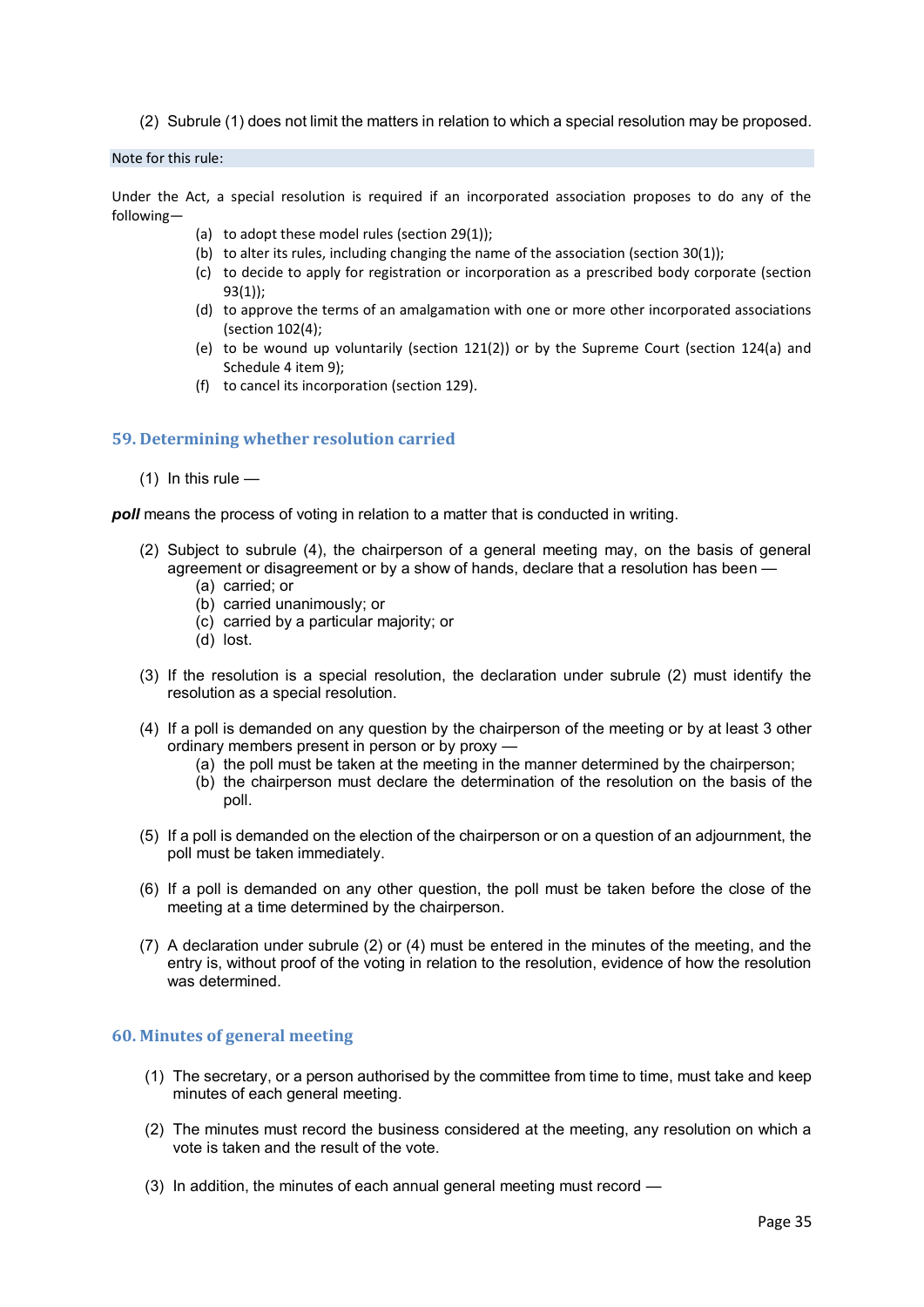(2) Subrule (1) does not limit the matters in relation to which a special resolution may be proposed.

Note for this rule:

Under the Act, a special resolution is required if an incorporated association proposes to do any of the following—

- (a) to adopt these model rules (section 29(1));
- (b) to alter its rules, including changing the name of the association (section 30(1));
- (c) to decide to apply for registration or incorporation as a prescribed body corporate (section 93(1));
- (d) to approve the terms of an amalgamation with one or more other incorporated associations (section 102(4);
- (e) to be wound up voluntarily (section 121(2)) or by the Supreme Court (section 124(a) and Schedule 4 item 9);
- (f) to cancel its incorporation (section 129).

## 59. Determining whether resolution carried

(1) In this rule —

***poll*** means the process of voting in relation to a matter that is conducted in writing.

(2) Subject to subrule (4), the chairperson of a general meeting may, on the basis of general agreement or disagreement or by a show of hands, declare that a resolution has been —
- (a) carried; or
- (b) carried unanimously; or
- (c) carried by a particular majority; or
- (d) lost.

(3) If the resolution is a special resolution, the declaration under subrule (2) must identify the resolution as a special resolution.

(4) If a poll is demanded on any question by the chairperson of the meeting or by at least 3 other ordinary members present in person or by proxy —
- (a) the poll must be taken at the meeting in the manner determined by the chairperson;
- (b) the chairperson must declare the determination of the resolution on the basis of the poll.

(5) If a poll is demanded on the election of the chairperson or on a question of an adjournment, the poll must be taken immediately.

(6) If a poll is demanded on any other question, the poll must be taken before the close of the meeting at a time determined by the chairperson.

(7) A declaration under subrule (2) or (4) must be entered in the minutes of the meeting, and the entry is, without proof of the voting in relation to the resolution, evidence of how the resolution was determined.

## 60. Minutes of general meeting

(1) The secretary, or a person authorised by the committee from time to time, must take and keep minutes of each general meeting.

(2) The minutes must record the business considered at the meeting, any resolution on which a vote is taken and the result of the vote.

(3) In addition, the minutes of each annual general meeting must record —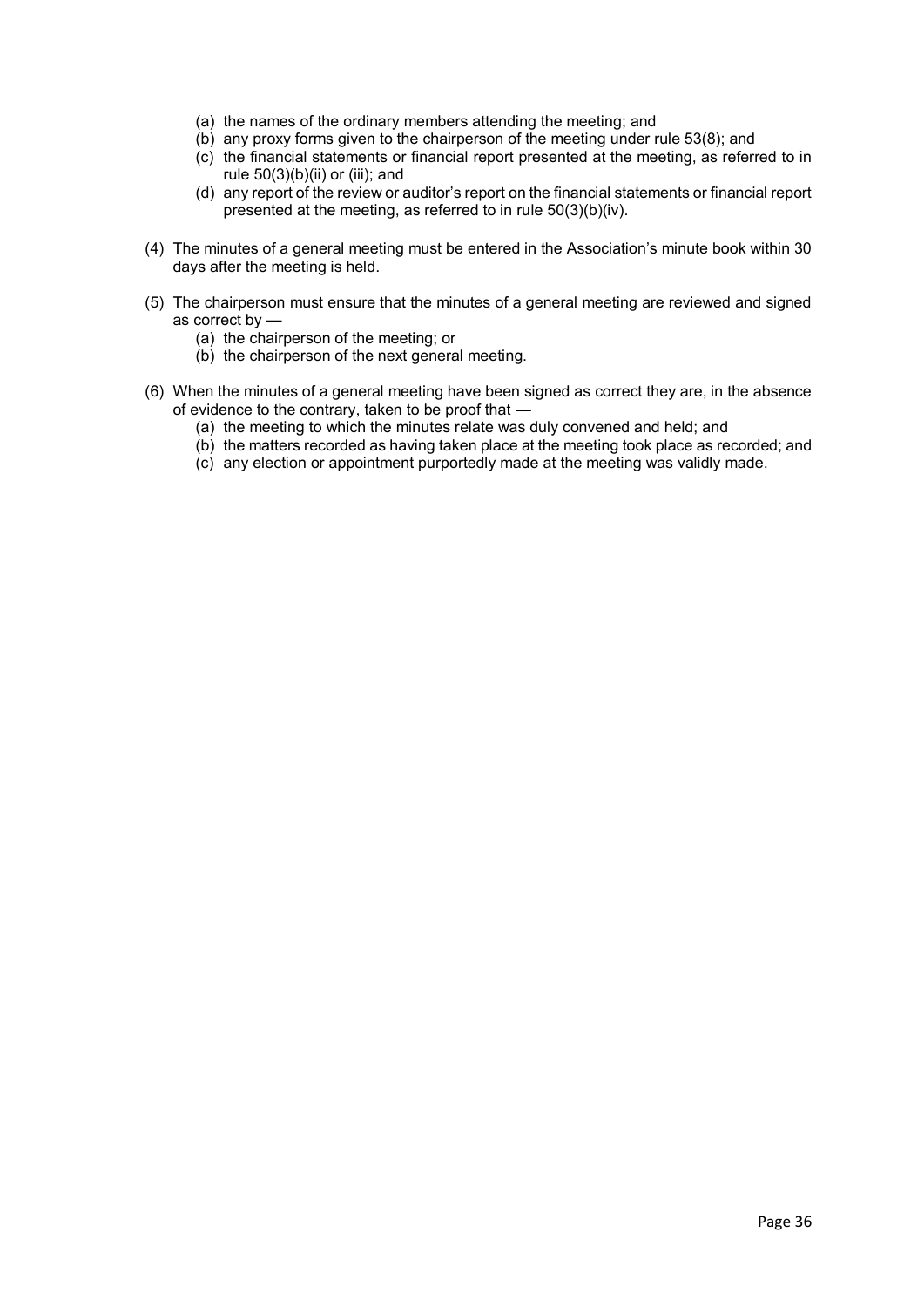- (a) the names of the ordinary members attending the meeting; and
- (b) any proxy forms given to the chairperson of the meeting under rule 53(8); and
- (c) the financial statements or financial report presented at the meeting, as referred to in rule 50(3)(b)(ii) or (iii); and
- (d) any report of the review or auditor's report on the financial statements or financial report presented at the meeting, as referred to in rule 50(3)(b)(iv).

(4) The minutes of a general meeting must be entered in the Association's minute book within 30 days after the meeting is held.

(5) The chairperson must ensure that the minutes of a general meeting are reviewed and signed as correct by —

- (a) the chairperson of the meeting; or
- (b) the chairperson of the next general meeting.

(6) When the minutes of a general meeting have been signed as correct they are, in the absence of evidence to the contrary, taken to be proof that —

- (a) the meeting to which the minutes relate was duly convened and held; and
- (b) the matters recorded as having taken place at the meeting took place as recorded; and
- (c) any election or appointment purportedly made at the meeting was validly made.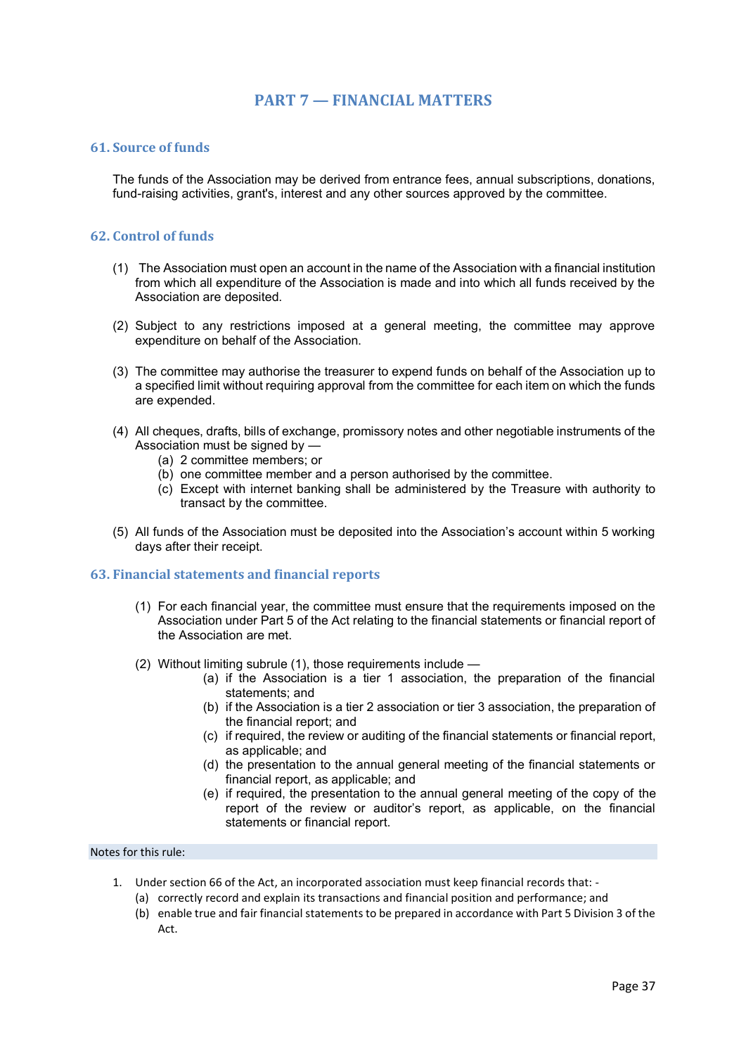# PART 7 — FINANCIAL MATTERS

## 61. Source of funds

The funds of the Association may be derived from entrance fees, annual subscriptions, donations, fund-raising activities, grant's, interest and any other sources approved by the committee.

## 62. Control of funds

(1) The Association must open an account in the name of the Association with a financial institution from which all expenditure of the Association is made and into which all funds received by the Association are deposited.

(2) Subject to any restrictions imposed at a general meeting, the committee may approve expenditure on behalf of the Association.

(3) The committee may authorise the treasurer to expend funds on behalf of the Association up to a specified limit without requiring approval from the committee for each item on which the funds are expended.

(4) All cheques, drafts, bills of exchange, promissory notes and other negotiable instruments of the Association must be signed by —
   - (a) 2 committee members; or
   - (b) one committee member and a person authorised by the committee.
   - (c) Except with internet banking shall be administered by the Treasure with authority to transact by the committee.

(5) All funds of the Association must be deposited into the Association's account within 5 working days after their receipt.

## 63. Financial statements and financial reports

(1) For each financial year, the committee must ensure that the requirements imposed on the Association under Part 5 of the Act relating to the financial statements or financial report of the Association are met.

(2) Without limiting subrule (1), those requirements include —
   - (a) if the Association is a tier 1 association, the preparation of the financial statements; and
   - (b) if the Association is a tier 2 association or tier 3 association, the preparation of the financial report; and
   - (c) if required, the review or auditing of the financial statements or financial report, as applicable; and
   - (d) the presentation to the annual general meeting of the financial statements or financial report, as applicable; and
   - (e) if required, the presentation to the annual general meeting of the copy of the report of the review or auditor's report, as applicable, on the financial statements or financial report.

Notes for this rule:

1. Under section 66 of the Act, an incorporated association must keep financial records that: -
   - (a) correctly record and explain its transactions and financial position and performance; and
   - (b) enable true and fair financial statements to be prepared in accordance with Part 5 Division 3 of the Act.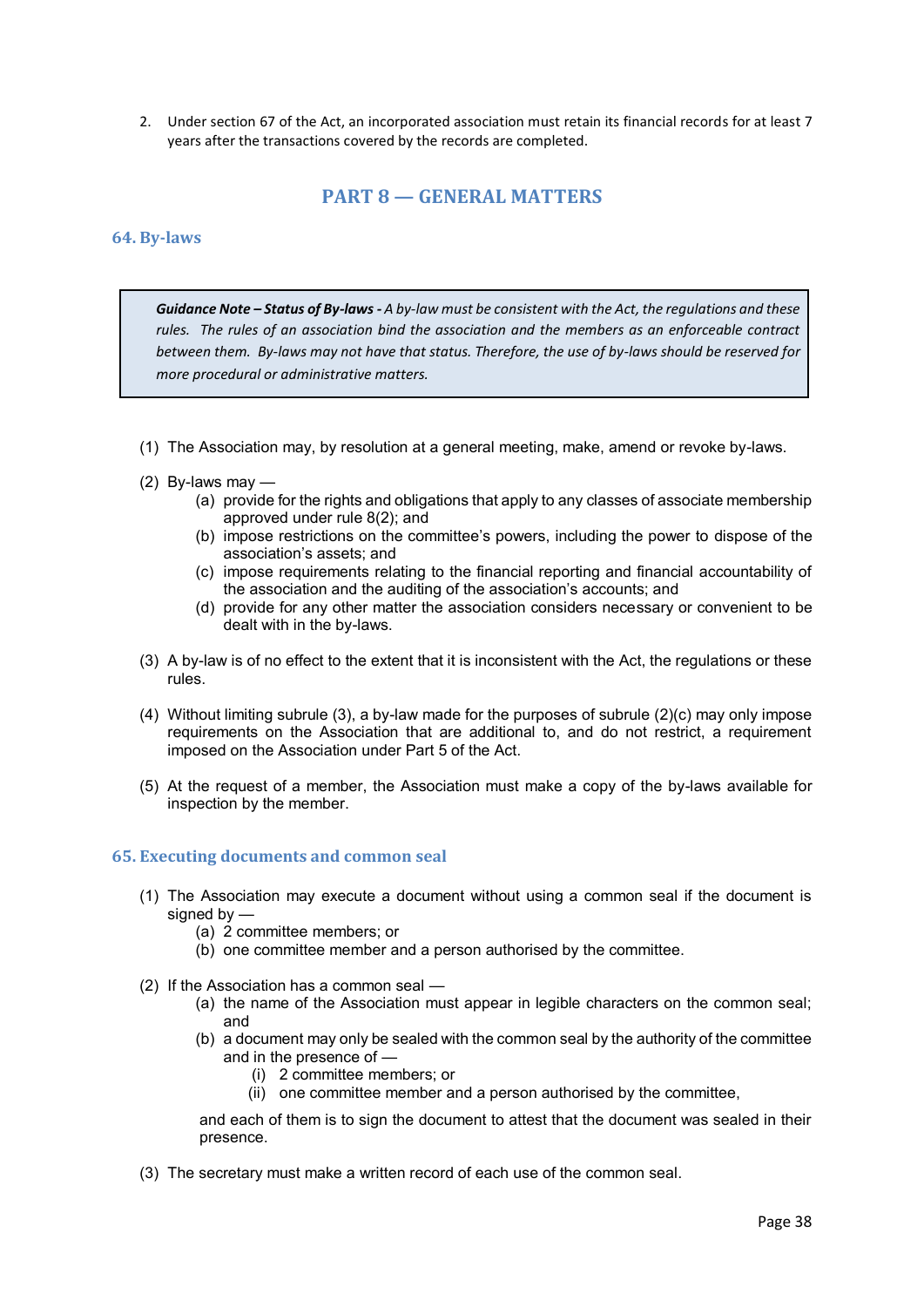2. Under section 67 of the Act, an incorporated association must retain its financial records for at least 7 years after the transactions covered by the records are completed.

## PART 8 — GENERAL MATTERS

### 64. By-laws

> ***Guidance Note – Status of By-laws -*** *A by-law must be consistent with the Act, the regulations and these rules. The rules of an association bind the association and the members as an enforceable contract between them. By-laws may not have that status. Therefore, the use of by-laws should be reserved for more procedural or administrative matters.*

(1) The Association may, by resolution at a general meeting, make, amend or revoke by-laws.

(2) By-laws may —
- (a) provide for the rights and obligations that apply to any classes of associate membership approved under rule 8(2); and
- (b) impose restrictions on the committee's powers, including the power to dispose of the association's assets; and
- (c) impose requirements relating to the financial reporting and financial accountability of the association and the auditing of the association's accounts; and
- (d) provide for any other matter the association considers necessary or convenient to be dealt with in the by-laws.

(3) A by-law is of no effect to the extent that it is inconsistent with the Act, the regulations or these rules.

(4) Without limiting subrule (3), a by-law made for the purposes of subrule (2)(c) may only impose requirements on the Association that are additional to, and do not restrict, a requirement imposed on the Association under Part 5 of the Act.

(5) At the request of a member, the Association must make a copy of the by-laws available for inspection by the member.

### 65. Executing documents and common seal

(1) The Association may execute a document without using a common seal if the document is signed by —
- (a) 2 committee members; or
- (b) one committee member and a person authorised by the committee.

(2) If the Association has a common seal —
- (a) the name of the Association must appear in legible characters on the common seal; and
- (b) a document may only be sealed with the common seal by the authority of the committee and in the presence of —
  - (i) 2 committee members; or
  - (ii) one committee member and a person authorised by the committee,

  and each of them is to sign the document to attest that the document was sealed in their presence.

(3) The secretary must make a written record of each use of the common seal.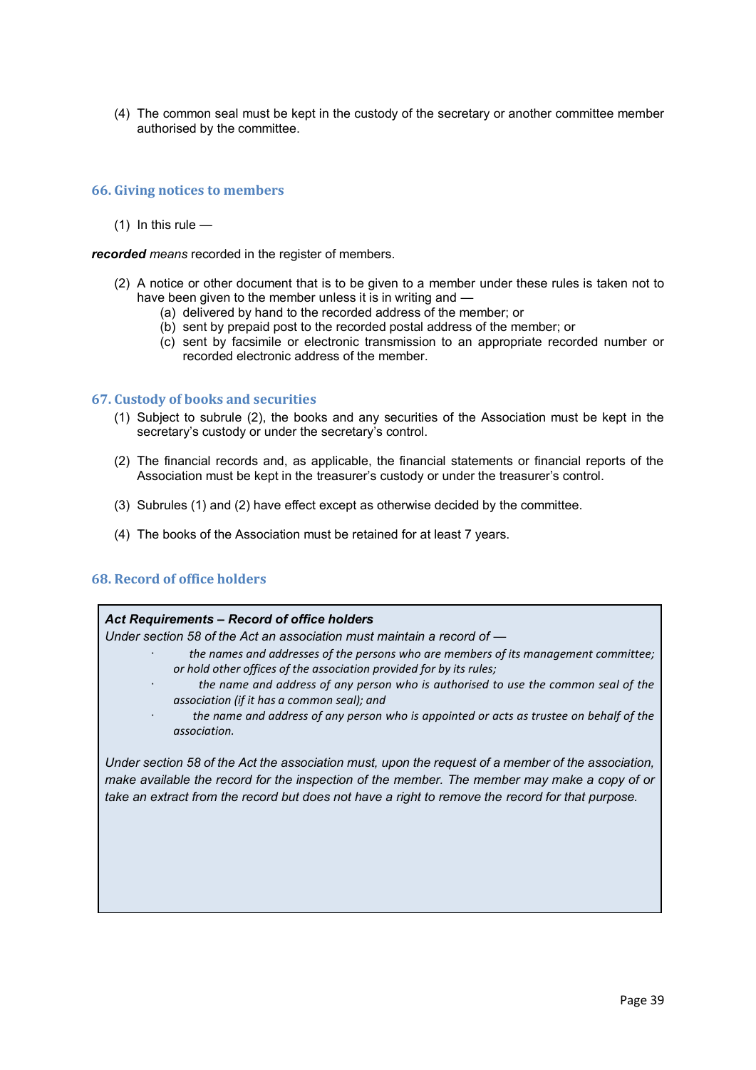(4) The common seal must be kept in the custody of the secretary or another committee member authorised by the committee.

## 66. Giving notices to members

(1) In this rule —

***recorded*** *means* recorded in the register of members.

(2) A notice or other document that is to be given to a member under these rules is taken not to have been given to the member unless it is in writing and —

(a) delivered by hand to the recorded address of the member; or

(b) sent by prepaid post to the recorded postal address of the member; or

(c) sent by facsimile or electronic transmission to an appropriate recorded number or recorded electronic address of the member.

## 67. Custody of books and securities

(1) Subject to subrule (2), the books and any securities of the Association must be kept in the secretary's custody or under the secretary's control.

(2) The financial records and, as applicable, the financial statements or financial reports of the Association must be kept in the treasurer's custody or under the treasurer's control.

(3) Subrules (1) and (2) have effect except as otherwise decided by the committee.

(4) The books of the Association must be retained for at least 7 years.

## 68. Record of office holders

> ***Act Requirements – Record of office holders***
>
> *Under section 58 of the Act an association must maintain a record of —*
>
> - *the names and addresses of the persons who are members of its management committee; or hold other offices of the association provided for by its rules;*
> - *the name and address of any person who is authorised to use the common seal of the association (if it has a common seal); and*
> - *the name and address of any person who is appointed or acts as trustee on behalf of the association.*
>
> *Under section 58 of the Act the association must, upon the request of a member of the association, make available the record for the inspection of the member. The member may make a copy of or take an extract from the record but does not have a right to remove the record for that purpose.*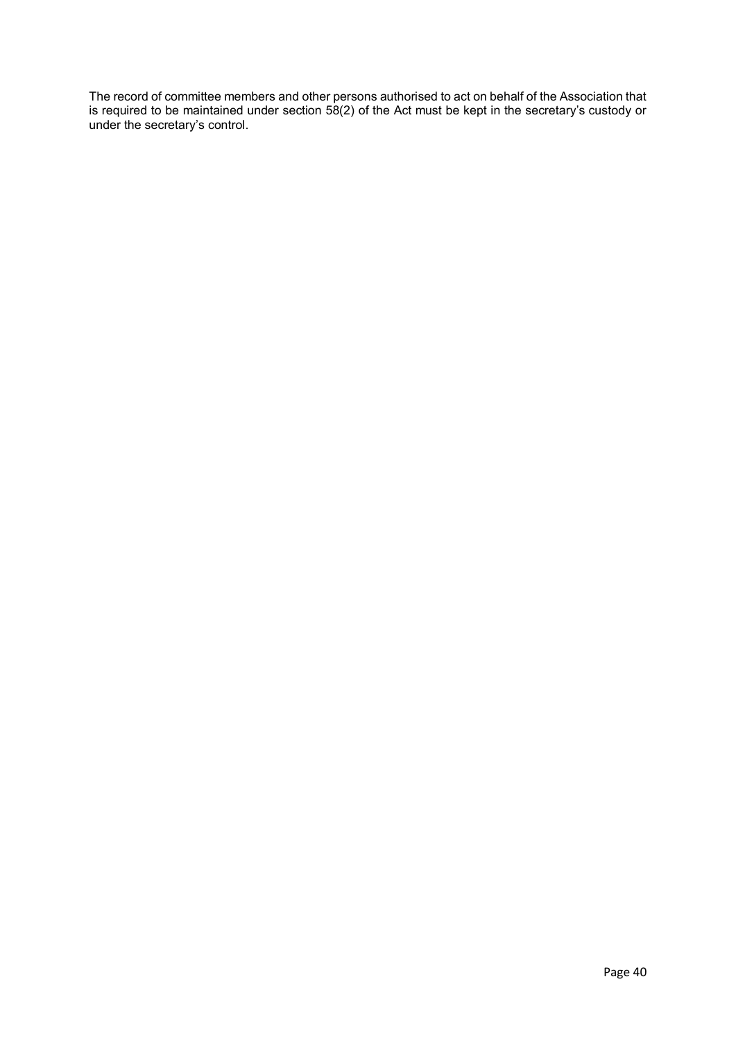The record of committee members and other persons authorised to act on behalf of the Association that is required to be maintained under section 58(2) of the Act must be kept in the secretary's custody or under the secretary's control.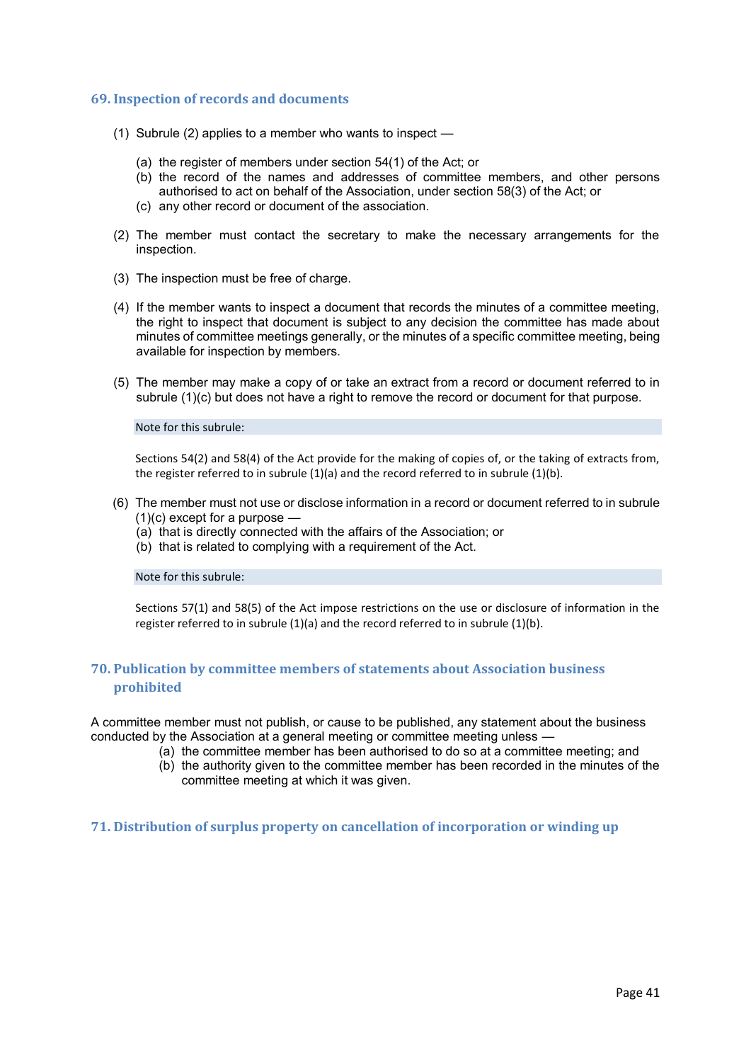## 69. Inspection of records and documents

(1) Subrule (2) applies to a member who wants to inspect —

- (a) the register of members under section 54(1) of the Act; or
- (b) the record of the names and addresses of committee members, and other persons authorised to act on behalf of the Association, under section 58(3) of the Act; or
- (c) any other record or document of the association.

(2) The member must contact the secretary to make the necessary arrangements for the inspection.

(3) The inspection must be free of charge.

(4) If the member wants to inspect a document that records the minutes of a committee meeting, the right to inspect that document is subject to any decision the committee has made about minutes of committee meetings generally, or the minutes of a specific committee meeting, being available for inspection by members.

(5) The member may make a copy of or take an extract from a record or document referred to in subrule (1)(c) but does not have a right to remove the record or document for that purpose.

Note for this subrule:

Sections 54(2) and 58(4) of the Act provide for the making of copies of, or the taking of extracts from, the register referred to in subrule (1)(a) and the record referred to in subrule (1)(b).

(6) The member must not use or disclose information in a record or document referred to in subrule (1)(c) except for a purpose —

- (a) that is directly connected with the affairs of the Association; or
- (b) that is related to complying with a requirement of the Act.

Note for this subrule:

Sections 57(1) and 58(5) of the Act impose restrictions on the use or disclosure of information in the register referred to in subrule (1)(a) and the record referred to in subrule (1)(b).

## 70. Publication by committee members of statements about Association business prohibited

A committee member must not publish, or cause to be published, any statement about the business conducted by the Association at a general meeting or committee meeting unless —

- (a) the committee member has been authorised to do so at a committee meeting; and
- (b) the authority given to the committee member has been recorded in the minutes of the committee meeting at which it was given.

## 71. Distribution of surplus property on cancellation of incorporation or winding up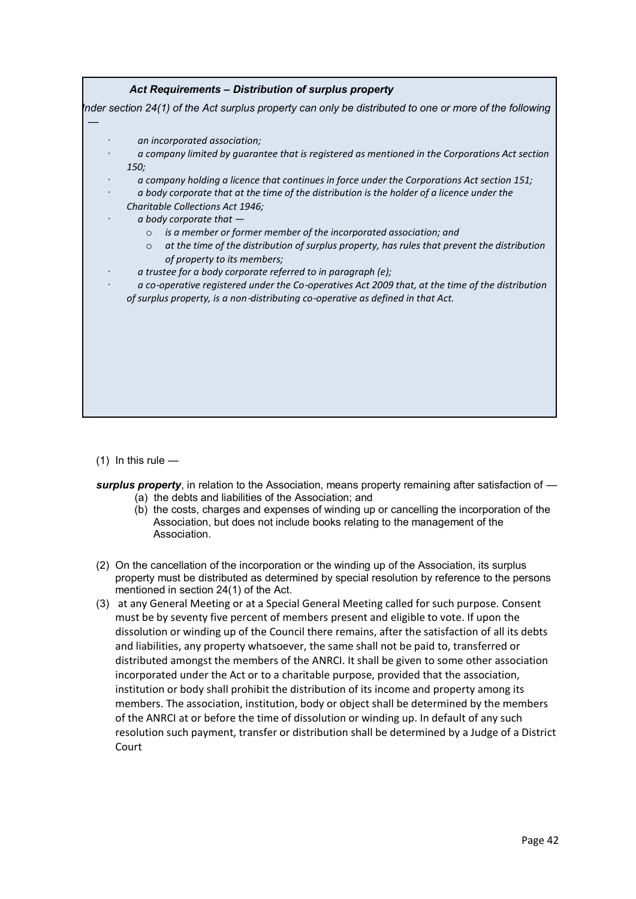***Act Requirements – Distribution of surplus property***

*Under section 24(1) of the Act surplus property can only be distributed to one or more of the following —*

- *an incorporated association;*
- *a company limited by guarantee that is registered as mentioned in the Corporations Act section 150;*
- *a company holding a licence that continues in force under the Corporations Act section 151;*
- *a body corporate that at the time of the distribution is the holder of a licence under the Charitable Collections Act 1946;*
- *a body corporate that —*
  - *is a member or former member of the incorporated association; and*
  - *at the time of the distribution of surplus property, has rules that prevent the distribution of property to its members;*
- *a trustee for a body corporate referred to in paragraph (e);*
- *a co-operative registered under the Co-operatives Act 2009 that, at the time of the distribution of surplus property, is a non-distributing co-operative as defined in that Act.*

(1) In this rule —

***surplus property***, in relation to the Association, means property remaining after satisfaction of —

(a) the debts and liabilities of the Association; and

(b) the costs, charges and expenses of winding up or cancelling the incorporation of the Association, but does not include books relating to the management of the Association.

(2) On the cancellation of the incorporation or the winding up of the Association, its surplus property must be distributed as determined by special resolution by reference to the persons mentioned in section 24(1) of the Act.

(3) at any General Meeting or at a Special General Meeting called for such purpose. Consent must be by seventy five percent of members present and eligible to vote. If upon the dissolution or winding up of the Council there remains, after the satisfaction of all its debts and liabilities, any property whatsoever, the same shall not be paid to, transferred or distributed amongst the members of the ANRCI. It shall be given to some other association incorporated under the Act or to a charitable purpose, provided that the association, institution or body shall prohibit the distribution of its income and property among its members. The association, institution, body or object shall be determined by the members of the ANRCI at or before the time of dissolution or winding up. In default of any such resolution such payment, transfer or distribution shall be determined by a Judge of a District Court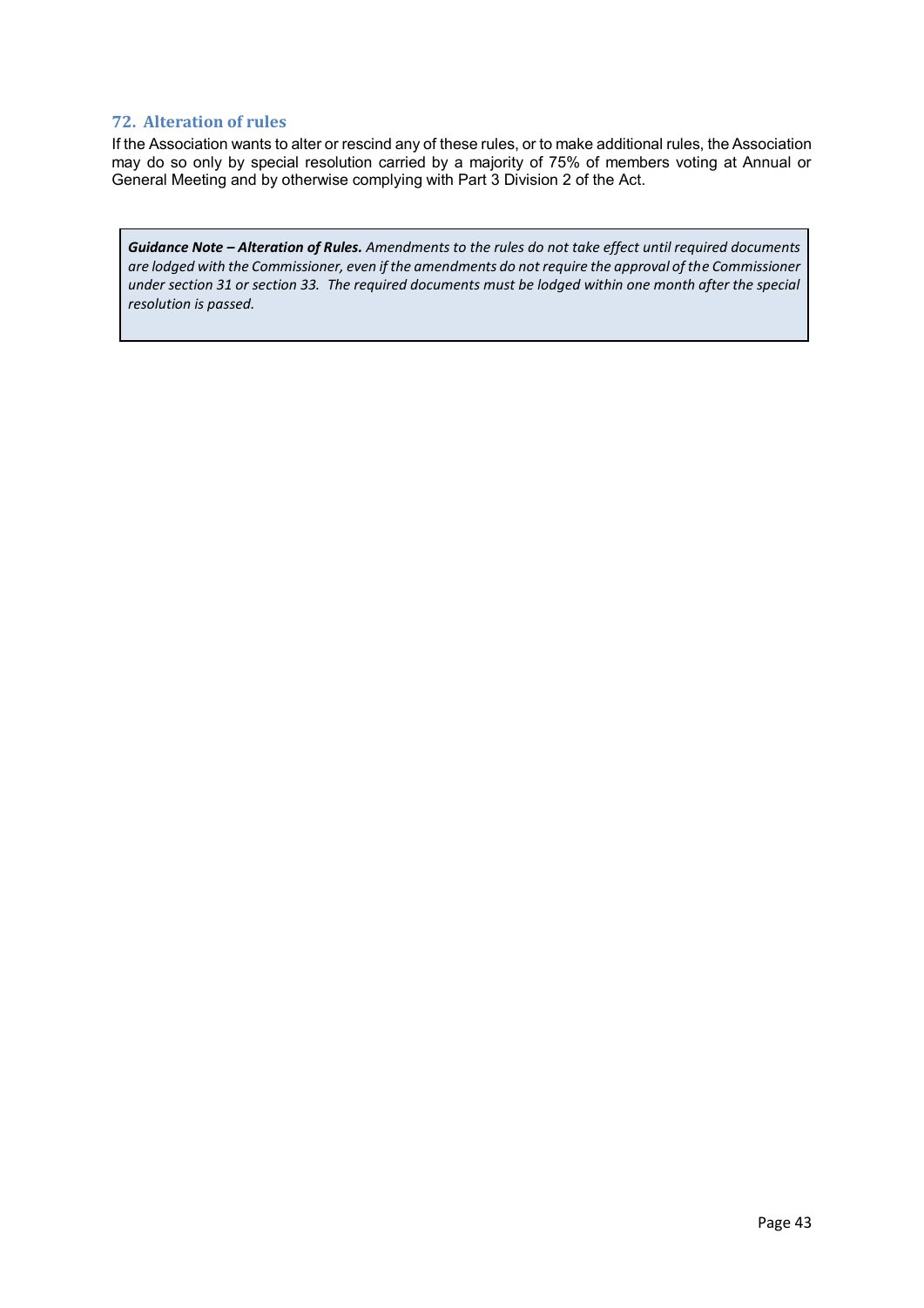## 72. Alteration of rules

If the Association wants to alter or rescind any of these rules, or to make additional rules, the Association may do so only by special resolution carried by a majority of 75% of members voting at Annual or General Meeting and by otherwise complying with Part 3 Division 2 of the Act.

> ***Guidance Note – Alteration of Rules.*** *Amendments to the rules do not take effect until required documents are lodged with the Commissioner, even if the amendments do not require the approval of the Commissioner under section 31 or section 33. The required documents must be lodged within one month after the special resolution is passed.*